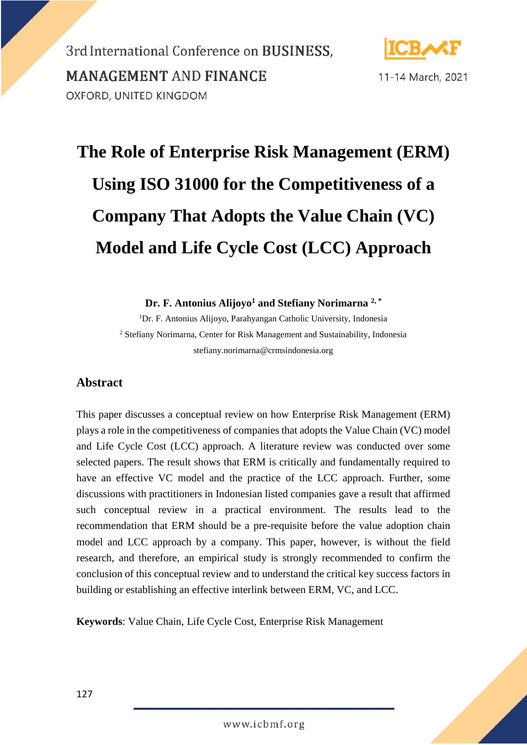# The Role of Enterprise Risk Management (ERM) Using ISO 31000 for the Competitiveness of a Company That Adopts the Value Chain (VC) Model and Life Cycle Cost (LCC) Approach

**Dr. F. Antonius Alijoyo[1] and Stefiany Norimarna [2, *]**

[1]Dr. F. Antonius Alijoyo, Parahyangan Catholic University, Indonesia

[2] Stefiany Norimarna, Center for Risk Management and Sustainability, Indonesia

stefiany.norimarna@crmsindonesia.org

## Abstract

This paper discusses a conceptual review on how Enterprise Risk Management (ERM) plays a role in the competitiveness of companies that adopts the Value Chain (VC) model and Life Cycle Cost (LCC) approach. A literature review was conducted over some selected papers. The result shows that ERM is critically and fundamentally required to have an effective VC model and the practice of the LCC approach. Further, some discussions with practitioners in Indonesian listed companies gave a result that affirmed such conceptual review in a practical environment. The results lead to the recommendation that ERM should be a pre-requisite before the value adoption chain model and LCC approach by a company. This paper, however, is without the field research, and therefore, an empirical study is strongly recommended to confirm the conclusion of this conceptual review and to understand the critical key success factors in building or establishing an effective interlink between ERM, VC, and LCC.

**Keywords**: Value Chain, Life Cycle Cost, Enterprise Risk Management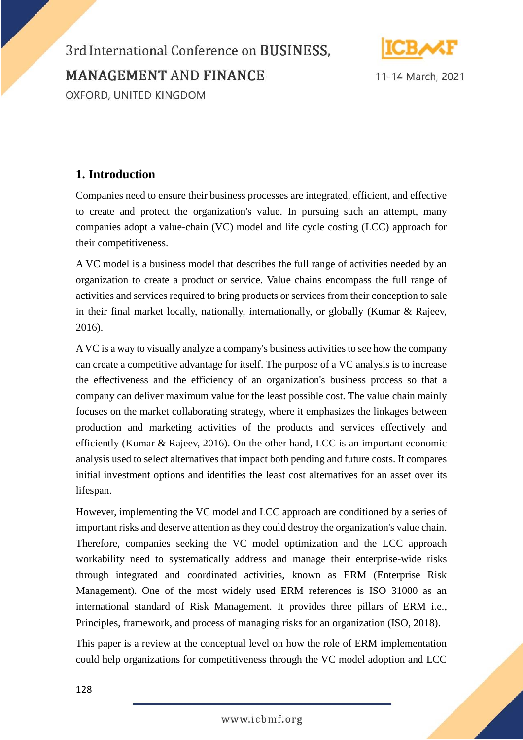## 1. Introduction

Companies need to ensure their business processes are integrated, efficient, and effective to create and protect the organization's value. In pursuing such an attempt, many companies adopt a value-chain (VC) model and life cycle costing (LCC) approach for their competitiveness.

A VC model is a business model that describes the full range of activities needed by an organization to create a product or service. Value chains encompass the full range of activities and services required to bring products or services from their conception to sale in their final market locally, nationally, internationally, or globally (Kumar & Rajeev, 2016).

A VC is a way to visually analyze a company's business activities to see how the company can create a competitive advantage for itself. The purpose of a VC analysis is to increase the effectiveness and the efficiency of an organization's business process so that a company can deliver maximum value for the least possible cost. The value chain mainly focuses on the market collaborating strategy, where it emphasizes the linkages between production and marketing activities of the products and services effectively and efficiently (Kumar & Rajeev, 2016). On the other hand, LCC is an important economic analysis used to select alternatives that impact both pending and future costs. It compares initial investment options and identifies the least cost alternatives for an asset over its lifespan.

However, implementing the VC model and LCC approach are conditioned by a series of important risks and deserve attention as they could destroy the organization's value chain. Therefore, companies seeking the VC model optimization and the LCC approach workability need to systematically address and manage their enterprise-wide risks through integrated and coordinated activities, known as ERM (Enterprise Risk Management). One of the most widely used ERM references is ISO 31000 as an international standard of Risk Management. It provides three pillars of ERM i.e., Principles, framework, and process of managing risks for an organization (ISO, 2018).

This paper is a review at the conceptual level on how the role of ERM implementation could help organizations for competitiveness through the VC model adoption and LCC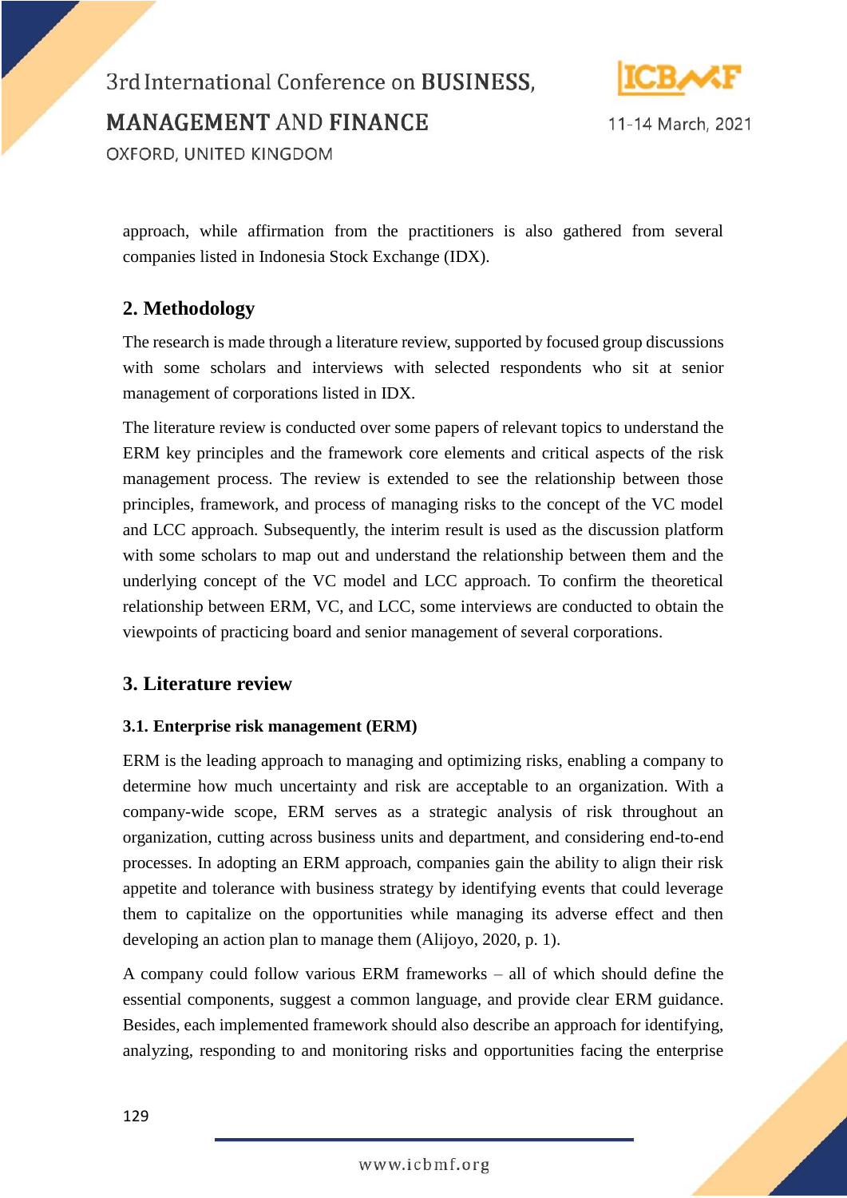approach, while affirmation from the practitioners is also gathered from several companies listed in Indonesia Stock Exchange (IDX).

## 2. Methodology

The research is made through a literature review, supported by focused group discussions with some scholars and interviews with selected respondents who sit at senior management of corporations listed in IDX.

The literature review is conducted over some papers of relevant topics to understand the ERM key principles and the framework core elements and critical aspects of the risk management process. The review is extended to see the relationship between those principles, framework, and process of managing risks to the concept of the VC model and LCC approach. Subsequently, the interim result is used as the discussion platform with some scholars to map out and understand the relationship between them and the underlying concept of the VC model and LCC approach. To confirm the theoretical relationship between ERM, VC, and LCC, some interviews are conducted to obtain the viewpoints of practicing board and senior management of several corporations.

## 3. Literature review

### 3.1. Enterprise risk management (ERM)

ERM is the leading approach to managing and optimizing risks, enabling a company to determine how much uncertainty and risk are acceptable to an organization. With a company-wide scope, ERM serves as a strategic analysis of risk throughout an organization, cutting across business units and department, and considering end-to-end processes. In adopting an ERM approach, companies gain the ability to align their risk appetite and tolerance with business strategy by identifying events that could leverage them to capitalize on the opportunities while managing its adverse effect and then developing an action plan to manage them (Alijoyo, 2020, p. 1).

A company could follow various ERM frameworks – all of which should define the essential components, suggest a common language, and provide clear ERM guidance. Besides, each implemented framework should also describe an approach for identifying, analyzing, responding to and monitoring risks and opportunities facing the enterprise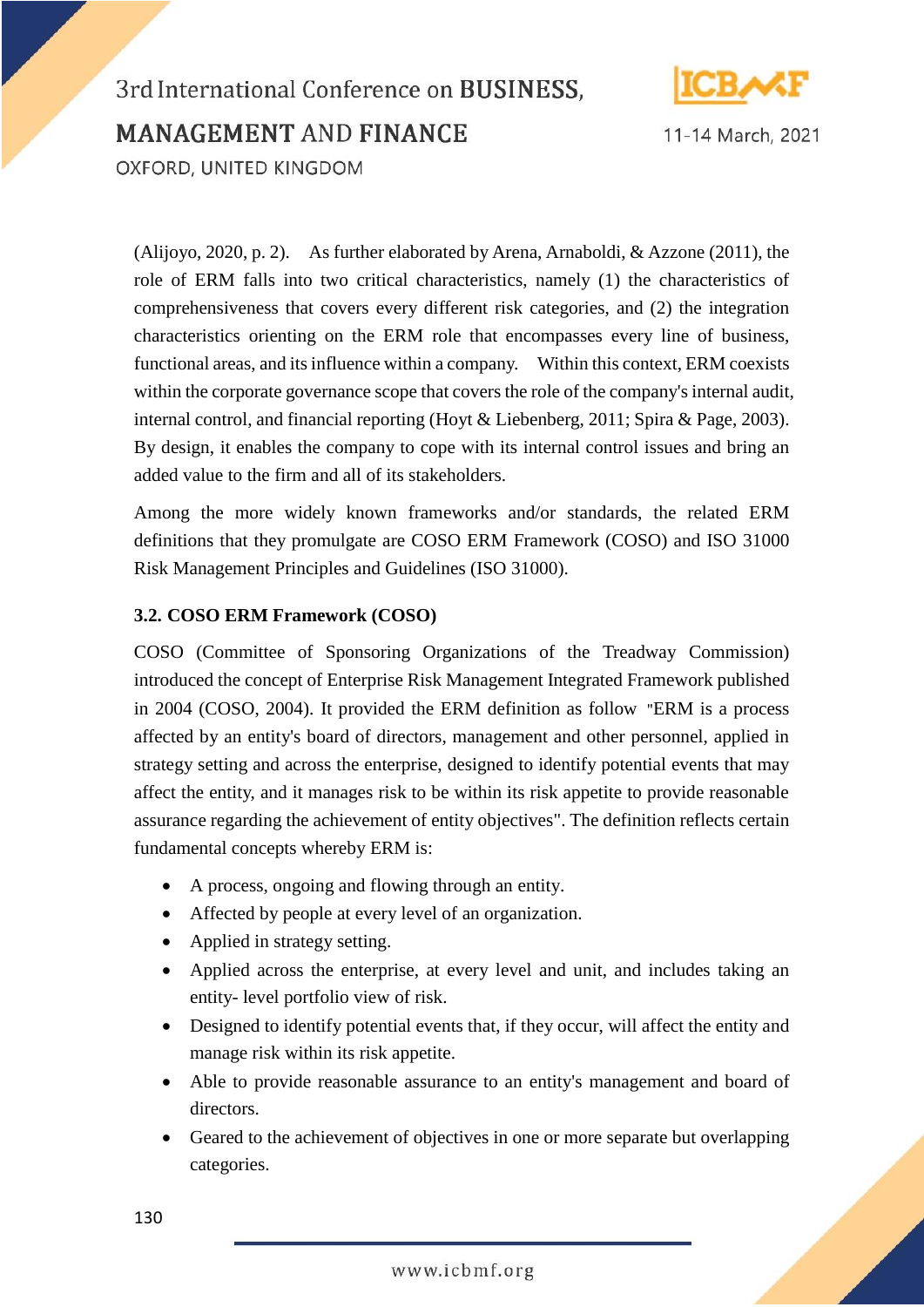(Alijoyo, 2020, p. 2). As further elaborated by Arena, Arnaboldi, & Azzone (2011), the role of ERM falls into two critical characteristics, namely (1) the characteristics of comprehensiveness that covers every different risk categories, and (2) the integration characteristics orienting on the ERM role that encompasses every line of business, functional areas, and its influence within a company. Within this context, ERM coexists within the corporate governance scope that covers the role of the company's internal audit, internal control, and financial reporting (Hoyt & Liebenberg, 2011; Spira & Page, 2003). By design, it enables the company to cope with its internal control issues and bring an added value to the firm and all of its stakeholders.

Among the more widely known frameworks and/or standards, the related ERM definitions that they promulgate are COSO ERM Framework (COSO) and ISO 31000 Risk Management Principles and Guidelines (ISO 31000).

### 3.2. COSO ERM Framework (COSO)

COSO (Committee of Sponsoring Organizations of the Treadway Commission) introduced the concept of Enterprise Risk Management Integrated Framework published in 2004 (COSO, 2004). It provided the ERM definition as follow "ERM is a process affected by an entity's board of directors, management and other personnel, applied in strategy setting and across the enterprise, designed to identify potential events that may affect the entity, and it manages risk to be within its risk appetite to provide reasonable assurance regarding the achievement of entity objectives". The definition reflects certain fundamental concepts whereby ERM is:

- A process, ongoing and flowing through an entity.
- Affected by people at every level of an organization.
- Applied in strategy setting.
- Applied across the enterprise, at every level and unit, and includes taking an entity- level portfolio view of risk.
- Designed to identify potential events that, if they occur, will affect the entity and manage risk within its risk appetite.
- Able to provide reasonable assurance to an entity's management and board of directors.
- Geared to the achievement of objectives in one or more separate but overlapping categories.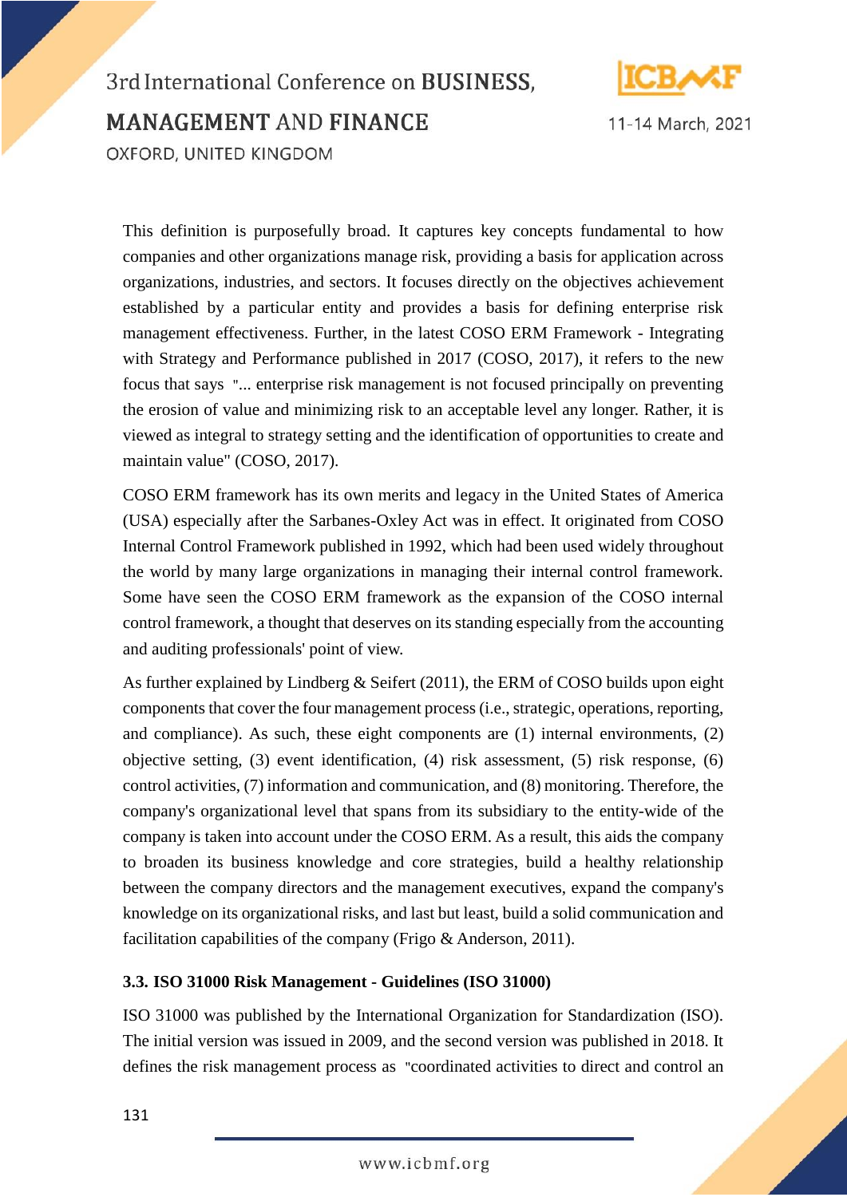This definition is purposefully broad. It captures key concepts fundamental to how companies and other organizations manage risk, providing a basis for application across organizations, industries, and sectors. It focuses directly on the objectives achievement established by a particular entity and provides a basis for defining enterprise risk management effectiveness. Further, in the latest COSO ERM Framework - Integrating with Strategy and Performance published in 2017 (COSO, 2017), it refers to the new focus that says "... enterprise risk management is not focused principally on preventing the erosion of value and minimizing risk to an acceptable level any longer. Rather, it is viewed as integral to strategy setting and the identification of opportunities to create and maintain value" (COSO, 2017).

COSO ERM framework has its own merits and legacy in the United States of America (USA) especially after the Sarbanes-Oxley Act was in effect. It originated from COSO Internal Control Framework published in 1992, which had been used widely throughout the world by many large organizations in managing their internal control framework. Some have seen the COSO ERM framework as the expansion of the COSO internal control framework, a thought that deserves on its standing especially from the accounting and auditing professionals' point of view.

As further explained by Lindberg & Seifert (2011), the ERM of COSO builds upon eight components that cover the four management process (i.e., strategic, operations, reporting, and compliance). As such, these eight components are (1) internal environments, (2) objective setting, (3) event identification, (4) risk assessment, (5) risk response, (6) control activities, (7) information and communication, and (8) monitoring. Therefore, the company's organizational level that spans from its subsidiary to the entity-wide of the company is taken into account under the COSO ERM. As a result, this aids the company to broaden its business knowledge and core strategies, build a healthy relationship between the company directors and the management executives, expand the company's knowledge on its organizational risks, and last but least, build a solid communication and facilitation capabilities of the company (Frigo & Anderson, 2011).

### 3.3. ISO 31000 Risk Management - Guidelines (ISO 31000)

ISO 31000 was published by the International Organization for Standardization (ISO). The initial version was issued in 2009, and the second version was published in 2018. It defines the risk management process as "coordinated activities to direct and control an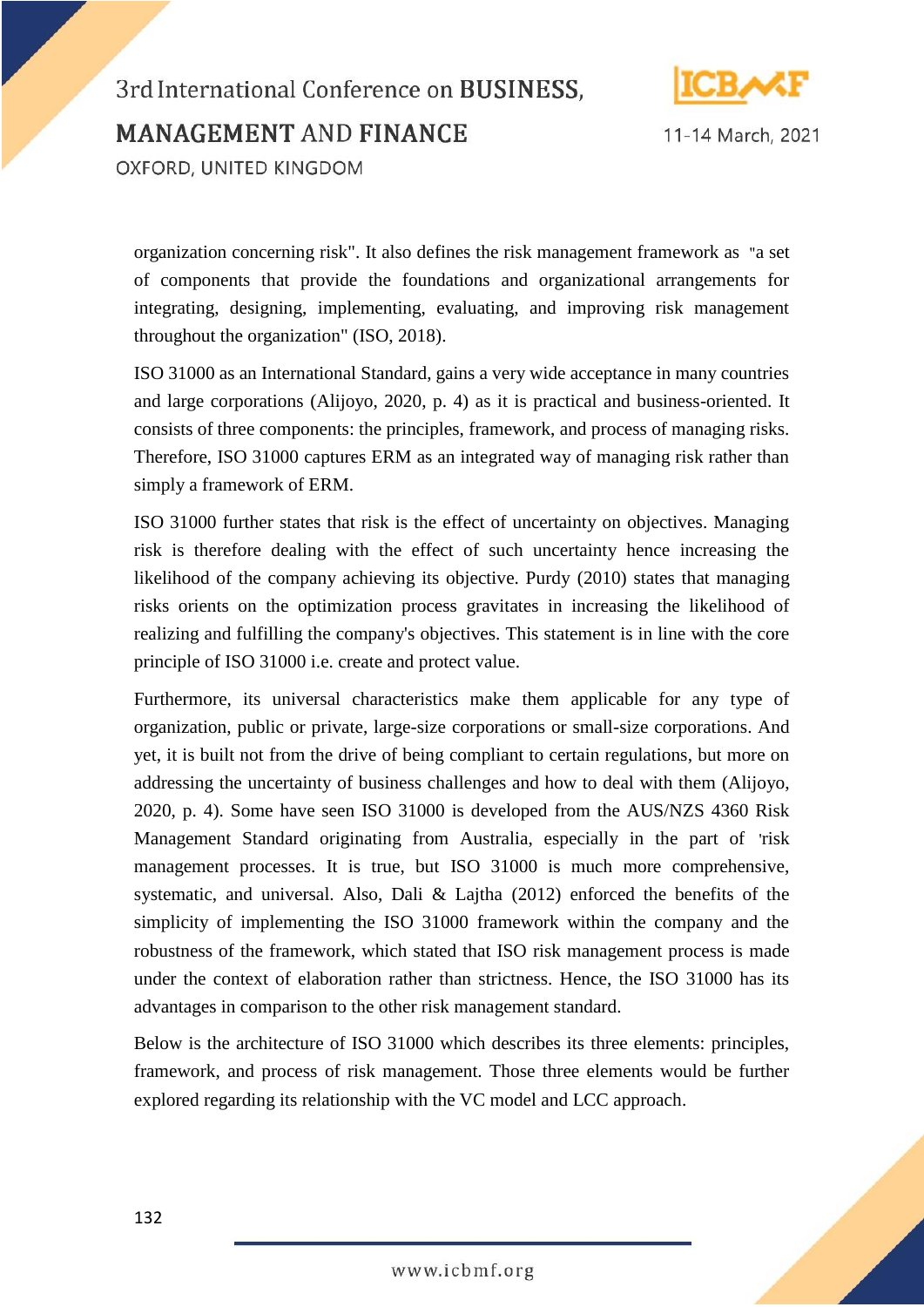organization concerning risk". It also defines the risk management framework as "a set of components that provide the foundations and organizational arrangements for integrating, designing, implementing, evaluating, and improving risk management throughout the organization" (ISO, 2018).

ISO 31000 as an International Standard, gains a very wide acceptance in many countries and large corporations (Alijoyo, 2020, p. 4) as it is practical and business-oriented. It consists of three components: the principles, framework, and process of managing risks. Therefore, ISO 31000 captures ERM as an integrated way of managing risk rather than simply a framework of ERM.

ISO 31000 further states that risk is the effect of uncertainty on objectives. Managing risk is therefore dealing with the effect of such uncertainty hence increasing the likelihood of the company achieving its objective. Purdy (2010) states that managing risks orients on the optimization process gravitates in increasing the likelihood of realizing and fulfilling the company's objectives. This statement is in line with the core principle of ISO 31000 i.e. create and protect value.

Furthermore, its universal characteristics make them applicable for any type of organization, public or private, large-size corporations or small-size corporations. And yet, it is built not from the drive of being compliant to certain regulations, but more on addressing the uncertainty of business challenges and how to deal with them (Alijoyo, 2020, p. 4). Some have seen ISO 31000 is developed from the AUS/NZS 4360 Risk Management Standard originating from Australia, especially in the part of 'risk management processes. It is true, but ISO 31000 is much more comprehensive, systematic, and universal. Also, Dali & Lajtha (2012) enforced the benefits of the simplicity of implementing the ISO 31000 framework within the company and the robustness of the framework, which stated that ISO risk management process is made under the context of elaboration rather than strictness. Hence, the ISO 31000 has its advantages in comparison to the other risk management standard.

Below is the architecture of ISO 31000 which describes its three elements: principles, framework, and process of risk management. Those three elements would be further explored regarding its relationship with the VC model and LCC approach.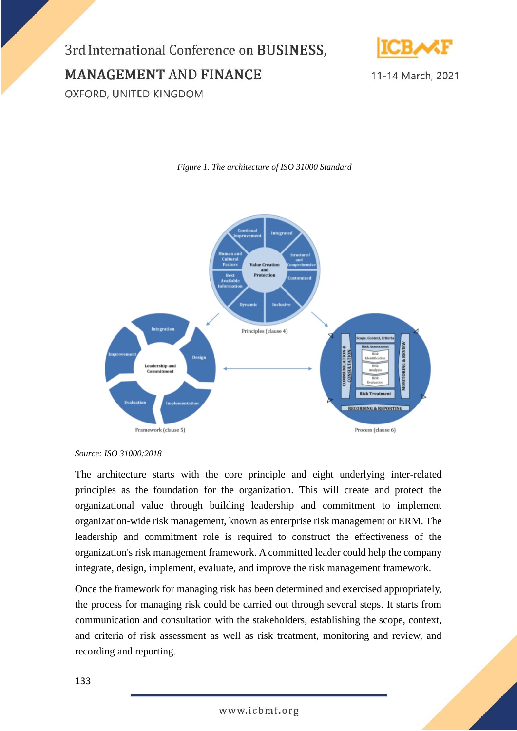*Figure 1. The architecture of ISO 31000 Standard*

*Source: ISO 31000:2018*

The architecture starts with the core principle and eight underlying inter-related principles as the foundation for the organization. This will create and protect the organizational value through building leadership and commitment to implement organization-wide risk management, known as enterprise risk management or ERM. The leadership and commitment role is required to construct the effectiveness of the organization's risk management framework. A committed leader could help the company integrate, design, implement, evaluate, and improve the risk management framework.

Once the framework for managing risk has been determined and exercised appropriately, the process for managing risk could be carried out through several steps. It starts from communication and consultation with the stakeholders, establishing the scope, context, and criteria of risk assessment as well as risk treatment, monitoring and review, and recording and reporting.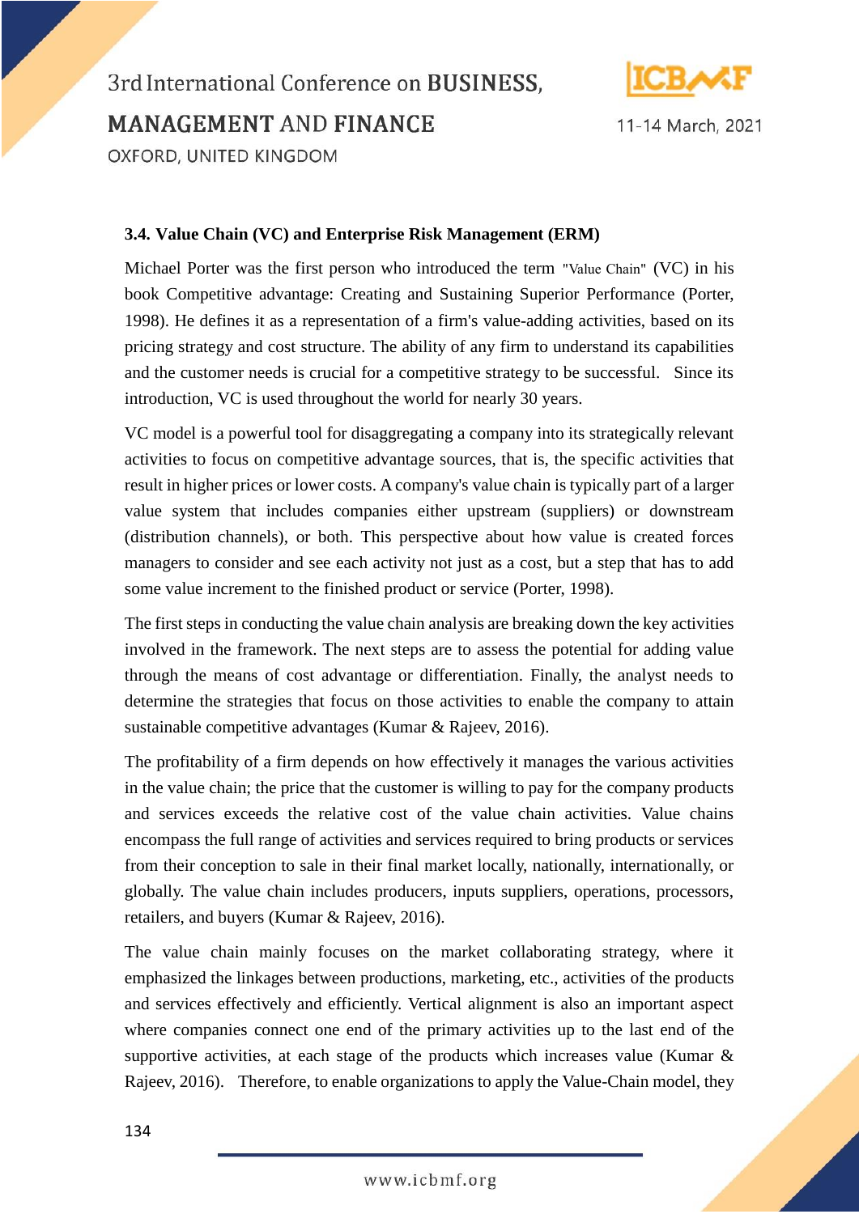### 3.4. Value Chain (VC) and Enterprise Risk Management (ERM)

Michael Porter was the first person who introduced the term "Value Chain" (VC) in his book Competitive advantage: Creating and Sustaining Superior Performance (Porter, 1998). He defines it as a representation of a firm's value-adding activities, based on its pricing strategy and cost structure. The ability of any firm to understand its capabilities and the customer needs is crucial for a competitive strategy to be successful. Since its introduction, VC is used throughout the world for nearly 30 years.

VC model is a powerful tool for disaggregating a company into its strategically relevant activities to focus on competitive advantage sources, that is, the specific activities that result in higher prices or lower costs. A company's value chain is typically part of a larger value system that includes companies either upstream (suppliers) or downstream (distribution channels), or both. This perspective about how value is created forces managers to consider and see each activity not just as a cost, but a step that has to add some value increment to the finished product or service (Porter, 1998).

The first steps in conducting the value chain analysis are breaking down the key activities involved in the framework. The next steps are to assess the potential for adding value through the means of cost advantage or differentiation. Finally, the analyst needs to determine the strategies that focus on those activities to enable the company to attain sustainable competitive advantages (Kumar & Rajeev, 2016).

The profitability of a firm depends on how effectively it manages the various activities in the value chain; the price that the customer is willing to pay for the company products and services exceeds the relative cost of the value chain activities. Value chains encompass the full range of activities and services required to bring products or services from their conception to sale in their final market locally, nationally, internationally, or globally. The value chain includes producers, inputs suppliers, operations, processors, retailers, and buyers (Kumar & Rajeev, 2016).

The value chain mainly focuses on the market collaborating strategy, where it emphasized the linkages between productions, marketing, etc., activities of the products and services effectively and efficiently. Vertical alignment is also an important aspect where companies connect one end of the primary activities up to the last end of the supportive activities, at each stage of the products which increases value (Kumar & Rajeev, 2016). Therefore, to enable organizations to apply the Value-Chain model, they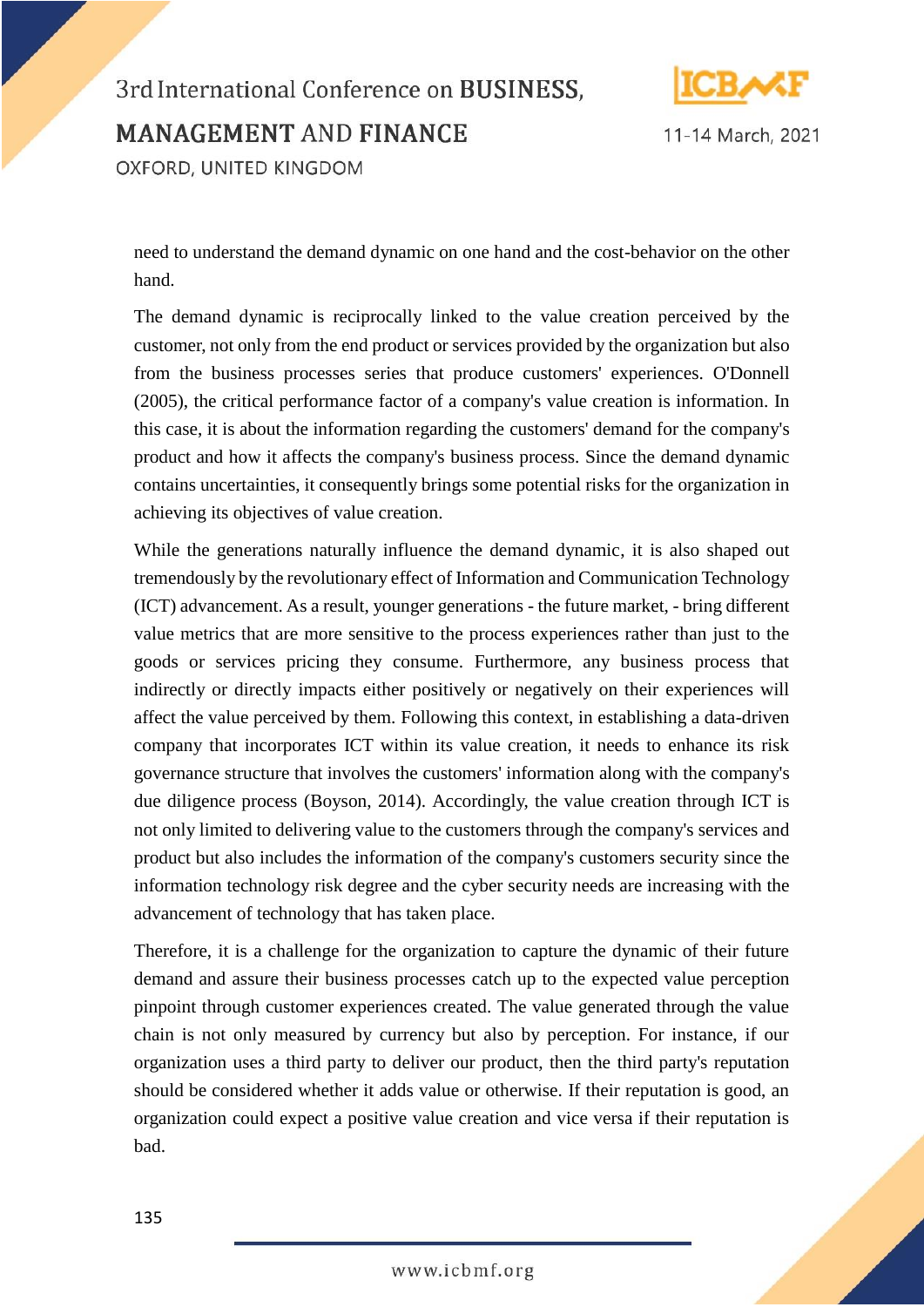need to understand the demand dynamic on one hand and the cost-behavior on the other hand.

The demand dynamic is reciprocally linked to the value creation perceived by the customer, not only from the end product or services provided by the organization but also from the business processes series that produce customers' experiences. O'Donnell (2005), the critical performance factor of a company's value creation is information. In this case, it is about the information regarding the customers' demand for the company's product and how it affects the company's business process. Since the demand dynamic contains uncertainties, it consequently brings some potential risks for the organization in achieving its objectives of value creation.

While the generations naturally influence the demand dynamic, it is also shaped out tremendously by the revolutionary effect of Information and Communication Technology (ICT) advancement. As a result, younger generations - the future market, - bring different value metrics that are more sensitive to the process experiences rather than just to the goods or services pricing they consume. Furthermore, any business process that indirectly or directly impacts either positively or negatively on their experiences will affect the value perceived by them. Following this context, in establishing a data-driven company that incorporates ICT within its value creation, it needs to enhance its risk governance structure that involves the customers' information along with the company's due diligence process (Boyson, 2014). Accordingly, the value creation through ICT is not only limited to delivering value to the customers through the company's services and product but also includes the information of the company's customers security since the information technology risk degree and the cyber security needs are increasing with the advancement of technology that has taken place.

Therefore, it is a challenge for the organization to capture the dynamic of their future demand and assure their business processes catch up to the expected value perception pinpoint through customer experiences created. The value generated through the value chain is not only measured by currency but also by perception. For instance, if our organization uses a third party to deliver our product, then the third party's reputation should be considered whether it adds value or otherwise. If their reputation is good, an organization could expect a positive value creation and vice versa if their reputation is bad.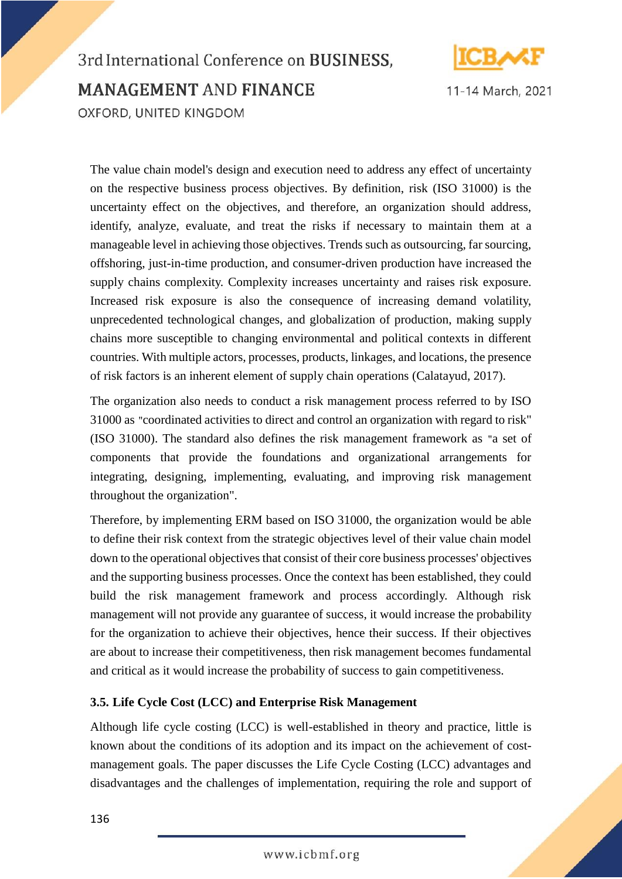The value chain model's design and execution need to address any effect of uncertainty on the respective business process objectives. By definition, risk (ISO 31000) is the uncertainty effect on the objectives, and therefore, an organization should address, identify, analyze, evaluate, and treat the risks if necessary to maintain them at a manageable level in achieving those objectives. Trends such as outsourcing, far sourcing, offshoring, just-in-time production, and consumer-driven production have increased the supply chains complexity. Complexity increases uncertainty and raises risk exposure. Increased risk exposure is also the consequence of increasing demand volatility, unprecedented technological changes, and globalization of production, making supply chains more susceptible to changing environmental and political contexts in different countries. With multiple actors, processes, products, linkages, and locations, the presence of risk factors is an inherent element of supply chain operations (Calatayud, 2017).

The organization also needs to conduct a risk management process referred to by ISO 31000 as "coordinated activities to direct and control an organization with regard to risk" (ISO 31000). The standard also defines the risk management framework as "a set of components that provide the foundations and organizational arrangements for integrating, designing, implementing, evaluating, and improving risk management throughout the organization".

Therefore, by implementing ERM based on ISO 31000, the organization would be able to define their risk context from the strategic objectives level of their value chain model down to the operational objectives that consist of their core business processes' objectives and the supporting business processes. Once the context has been established, they could build the risk management framework and process accordingly. Although risk management will not provide any guarantee of success, it would increase the probability for the organization to achieve their objectives, hence their success. If their objectives are about to increase their competitiveness, then risk management becomes fundamental and critical as it would increase the probability of success to gain competitiveness.

### 3.5. Life Cycle Cost (LCC) and Enterprise Risk Management

Although life cycle costing (LCC) is well-established in theory and practice, little is known about the conditions of its adoption and its impact on the achievement of cost-management goals. The paper discusses the Life Cycle Costing (LCC) advantages and disadvantages and the challenges of implementation, requiring the role and support of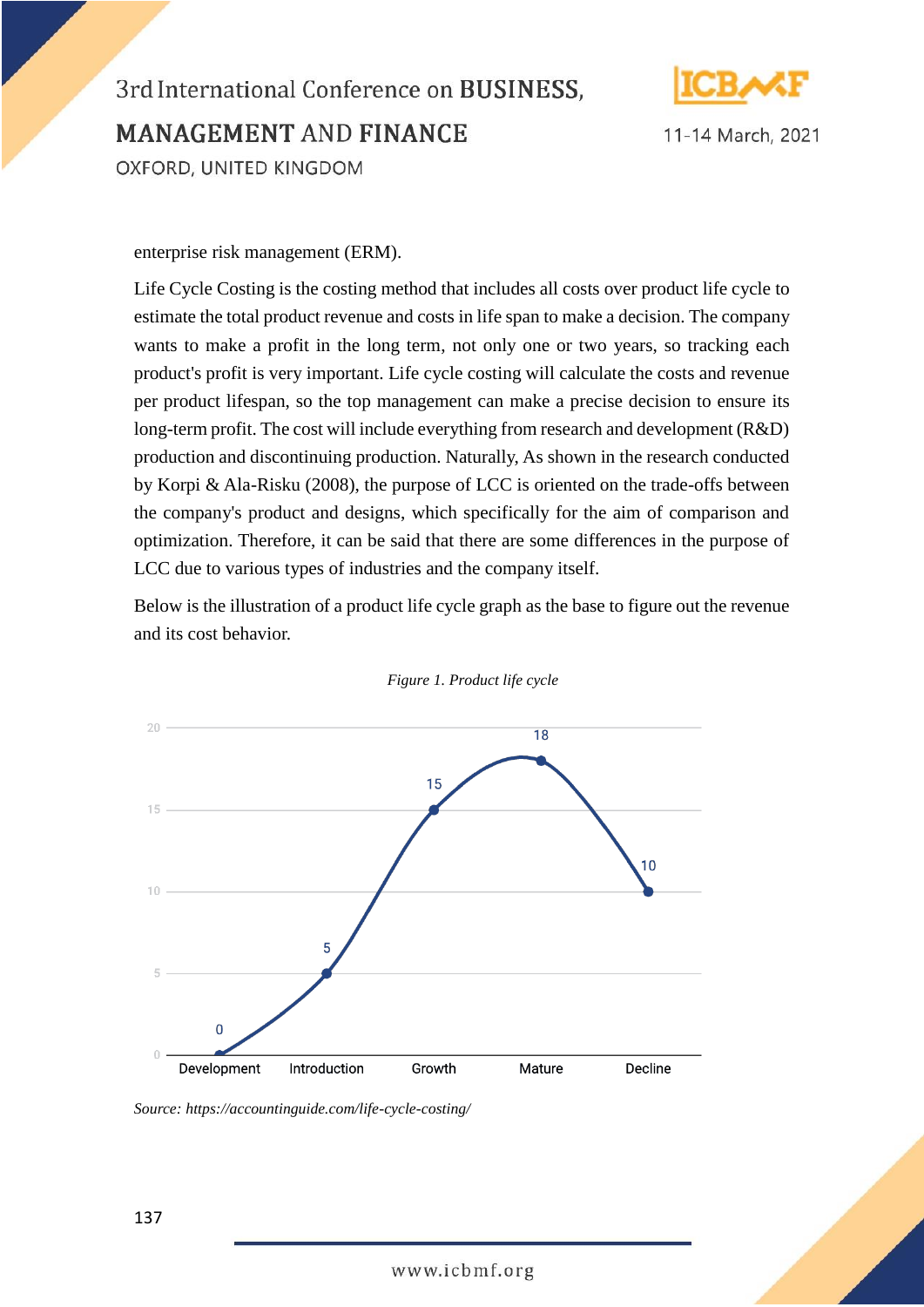enterprise risk management (ERM).

Life Cycle Costing is the costing method that includes all costs over product life cycle to estimate the total product revenue and costs in life span to make a decision. The company wants to make a profit in the long term, not only one or two years, so tracking each product's profit is very important. Life cycle costing will calculate the costs and revenue per product lifespan, so the top management can make a precise decision to ensure its long-term profit. The cost will include everything from research and development (R&D) production and discontinuing production. Naturally, As shown in the research conducted by Korpi & Ala-Risku (2008), the purpose of LCC is oriented on the trade-offs between the company's product and designs, which specifically for the aim of comparison and optimization. Therefore, it can be said that there are some differences in the purpose of LCC due to various types of industries and the company itself.

Below is the illustration of a product life cycle graph as the base to figure out the revenue and its cost behavior.

*Figure 1. Product life cycle*

*Source: https://accountinguide.com/life-cycle-costing/*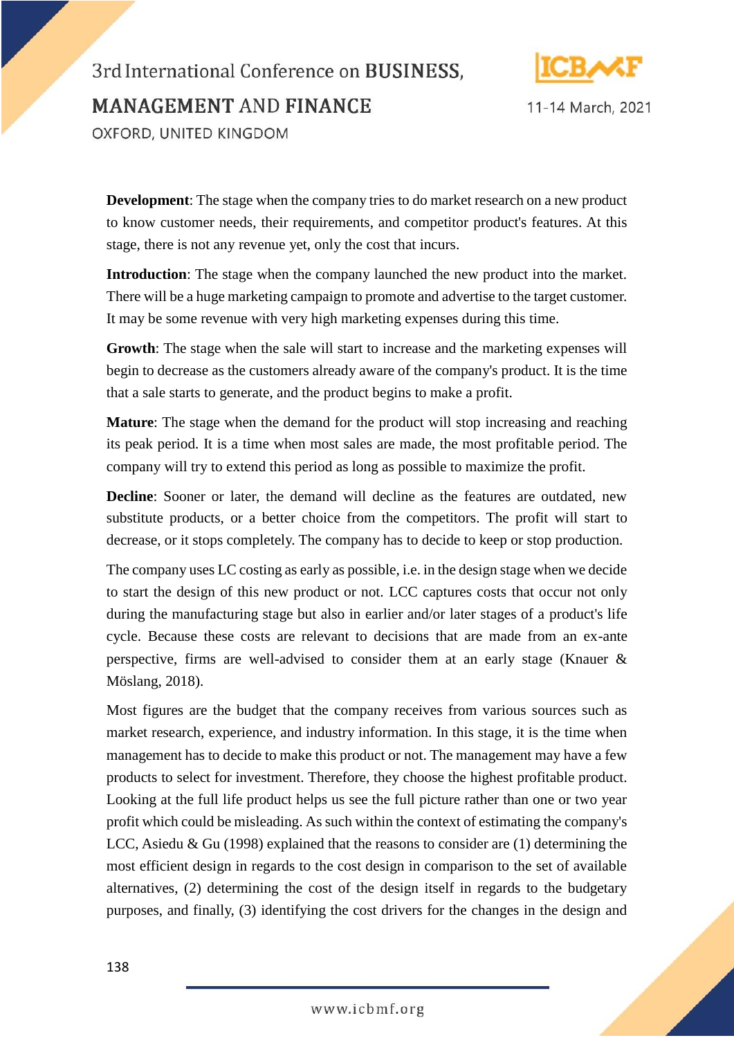**Development**: The stage when the company tries to do market research on a new product to know customer needs, their requirements, and competitor product's features. At this stage, there is not any revenue yet, only the cost that incurs.

**Introduction**: The stage when the company launched the new product into the market. There will be a huge marketing campaign to promote and advertise to the target customer. It may be some revenue with very high marketing expenses during this time.

**Growth**: The stage when the sale will start to increase and the marketing expenses will begin to decrease as the customers already aware of the company's product. It is the time that a sale starts to generate, and the product begins to make a profit.

**Mature**: The stage when the demand for the product will stop increasing and reaching its peak period. It is a time when most sales are made, the most profitable period. The company will try to extend this period as long as possible to maximize the profit.

**Decline**: Sooner or later, the demand will decline as the features are outdated, new substitute products, or a better choice from the competitors. The profit will start to decrease, or it stops completely. The company has to decide to keep or stop production.

The company uses LC costing as early as possible, i.e. in the design stage when we decide to start the design of this new product or not. LCC captures costs that occur not only during the manufacturing stage but also in earlier and/or later stages of a product's life cycle. Because these costs are relevant to decisions that are made from an ex-ante perspective, firms are well-advised to consider them at an early stage (Knauer & Möslang, 2018).

Most figures are the budget that the company receives from various sources such as market research, experience, and industry information. In this stage, it is the time when management has to decide to make this product or not. The management may have a few products to select for investment. Therefore, they choose the highest profitable product. Looking at the full life product helps us see the full picture rather than one or two year profit which could be misleading. As such within the context of estimating the company's LCC, Asiedu & Gu (1998) explained that the reasons to consider are (1) determining the most efficient design in regards to the cost design in comparison to the set of available alternatives, (2) determining the cost of the design itself in regards to the budgetary purposes, and finally, (3) identifying the cost drivers for the changes in the design and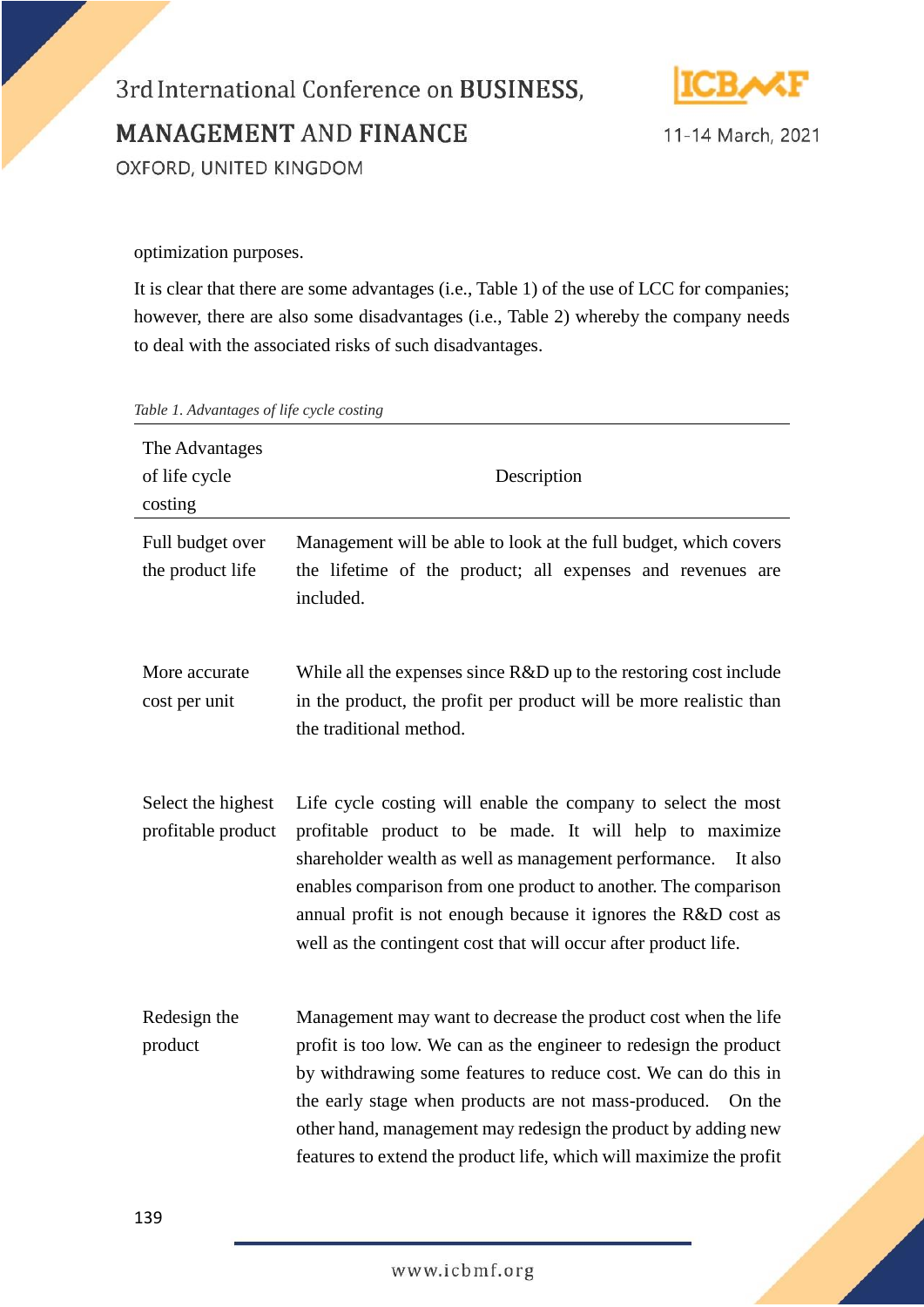optimization purposes.

It is clear that there are some advantages (i.e., Table 1) of the use of LCC for companies; however, there are also some disadvantages (i.e., Table 2) whereby the company needs to deal with the associated risks of such disadvantages.

*Table 1. Advantages of life cycle costing*

| The Advantages of life cycle costing | Description |
|---|---|
| Full budget over the product life | Management will be able to look at the full budget, which covers the lifetime of the product; all expenses and revenues are included. |
| More accurate cost per unit | While all the expenses since R&D up to the restoring cost include in the product, the profit per product will be more realistic than the traditional method. |
| Select the highest profitable product | Life cycle costing will enable the company to select the most profitable product to be made. It will help to maximize shareholder wealth as well as management performance. It also enables comparison from one product to another. The comparison annual profit is not enough because it ignores the R&D cost as well as the contingent cost that will occur after product life. |
| Redesign the product | Management may want to decrease the product cost when the life profit is too low. We can as the engineer to redesign the product by withdrawing some features to reduce cost. We can do this in the early stage when products are not mass-produced. On the other hand, management may redesign the product by adding new features to extend the product life, which will maximize the profit |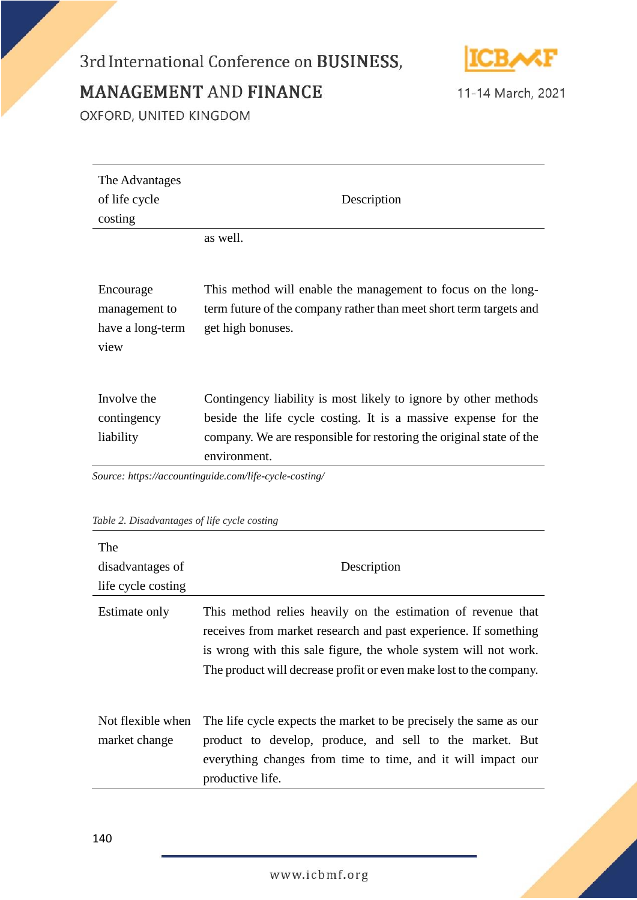| The Advantages of life cycle costing | Description |
|---|---|
| | as well. |
| Encourage management to have a long-term view | This method will enable the management to focus on the long-term future of the company rather than meet short term targets and get high bonuses. |
| Involve the contingency liability | Contingency liability is most likely to ignore by other methods beside the life cycle costing. It is a massive expense for the company. We are responsible for restoring the original state of the environment. |

*Source: https://accountinguide.com/life-cycle-costing/*

*Table 2. Disadvantages of life cycle costing*

| The disadvantages of life cycle costing | Description |
|---|---|
| Estimate only | This method relies heavily on the estimation of revenue that receives from market research and past experience. If something is wrong with this sale figure, the whole system will not work. The product will decrease profit or even make lost to the company. |
| Not flexible when market change | The life cycle expects the market to be precisely the same as our product to develop, produce, and sell to the market. But everything changes from time to time, and it will impact our productive life. |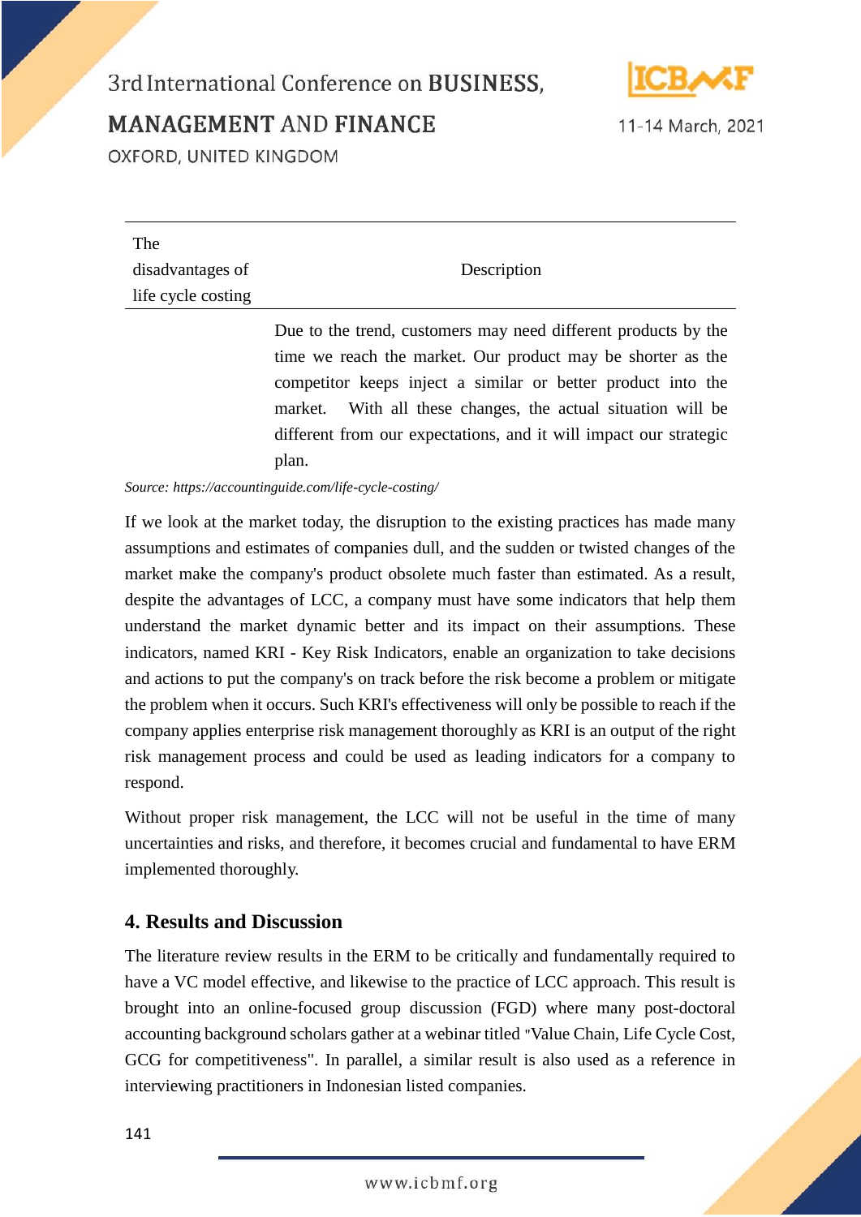| The disadvantages of life cycle costing | Description |
|---|---|
| | Due to the trend, customers may need different products by the time we reach the market. Our product may be shorter as the competitor keeps inject a similar or better product into the market. With all these changes, the actual situation will be different from our expectations, and it will impact our strategic plan. |

*Source: https://accountinguide.com/life-cycle-costing/*

If we look at the market today, the disruption to the existing practices has made many assumptions and estimates of companies dull, and the sudden or twisted changes of the market make the company's product obsolete much faster than estimated. As a result, despite the advantages of LCC, a company must have some indicators that help them understand the market dynamic better and its impact on their assumptions. These indicators, named KRI - Key Risk Indicators, enable an organization to take decisions and actions to put the company's on track before the risk become a problem or mitigate the problem when it occurs. Such KRI's effectiveness will only be possible to reach if the company applies enterprise risk management thoroughly as KRI is an output of the right risk management process and could be used as leading indicators for a company to respond.

Without proper risk management, the LCC will not be useful in the time of many uncertainties and risks, and therefore, it becomes crucial and fundamental to have ERM implemented thoroughly.

## 4. Results and Discussion

The literature review results in the ERM to be critically and fundamentally required to have a VC model effective, and likewise to the practice of LCC approach. This result is brought into an online-focused group discussion (FGD) where many post-doctoral accounting background scholars gather at a webinar titled "Value Chain, Life Cycle Cost, GCG for competitiveness". In parallel, a similar result is also used as a reference in interviewing practitioners in Indonesian listed companies.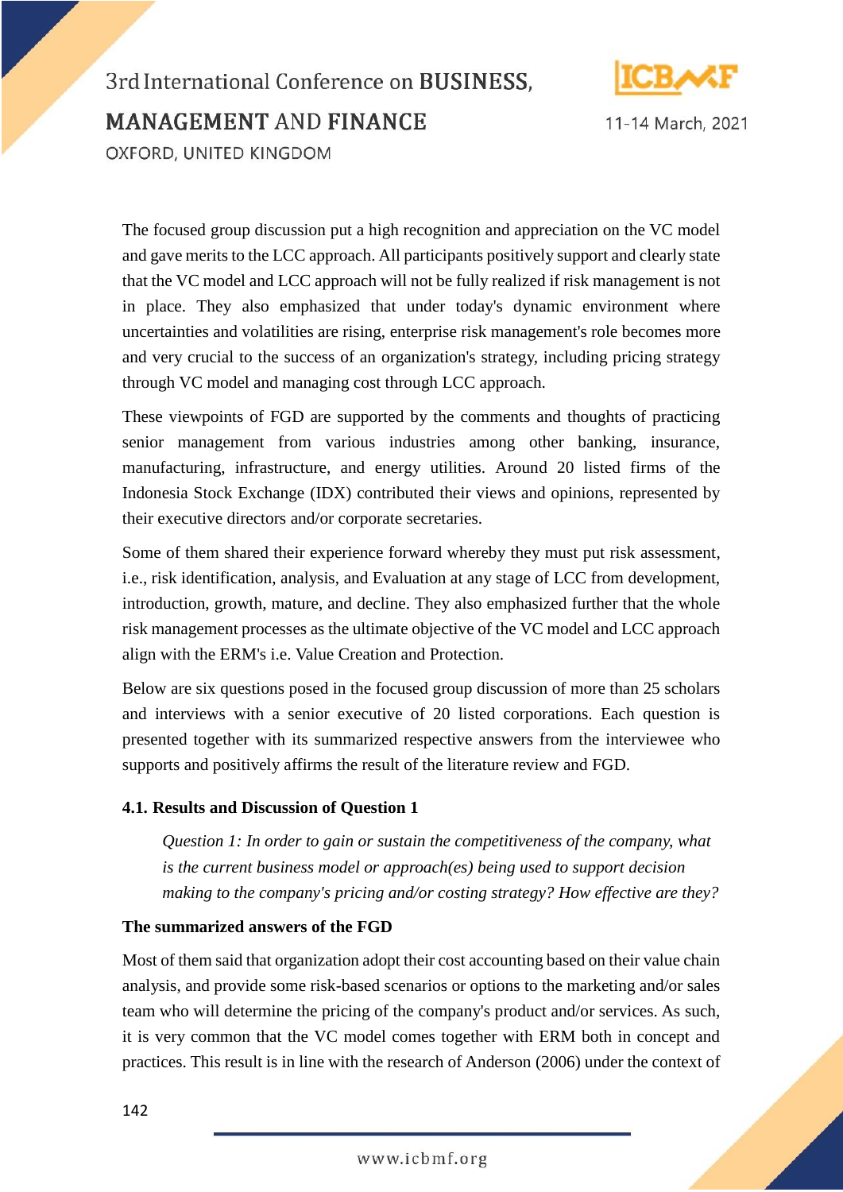The focused group discussion put a high recognition and appreciation on the VC model and gave merits to the LCC approach. All participants positively support and clearly state that the VC model and LCC approach will not be fully realized if risk management is not in place. They also emphasized that under today's dynamic environment where uncertainties and volatilities are rising, enterprise risk management's role becomes more and very crucial to the success of an organization's strategy, including pricing strategy through VC model and managing cost through LCC approach.

These viewpoints of FGD are supported by the comments and thoughts of practicing senior management from various industries among other banking, insurance, manufacturing, infrastructure, and energy utilities. Around 20 listed firms of the Indonesia Stock Exchange (IDX) contributed their views and opinions, represented by their executive directors and/or corporate secretaries.

Some of them shared their experience forward whereby they must put risk assessment, i.e., risk identification, analysis, and Evaluation at any stage of LCC from development, introduction, growth, mature, and decline. They also emphasized further that the whole risk management processes as the ultimate objective of the VC model and LCC approach align with the ERM's i.e. Value Creation and Protection.

Below are six questions posed in the focused group discussion of more than 25 scholars and interviews with a senior executive of 20 listed corporations. Each question is presented together with its summarized respective answers from the interviewee who supports and positively affirms the result of the literature review and FGD.

### 4.1. Results and Discussion of Question 1

*Question 1: In order to gain or sustain the competitiveness of the company, what is the current business model or approach(es) being used to support decision making to the company's pricing and/or costing strategy? How effective are they?*

**The summarized answers of the FGD**

Most of them said that organization adopt their cost accounting based on their value chain analysis, and provide some risk-based scenarios or options to the marketing and/or sales team who will determine the pricing of the company's product and/or services. As such, it is very common that the VC model comes together with ERM both in concept and practices. This result is in line with the research of Anderson (2006) under the context of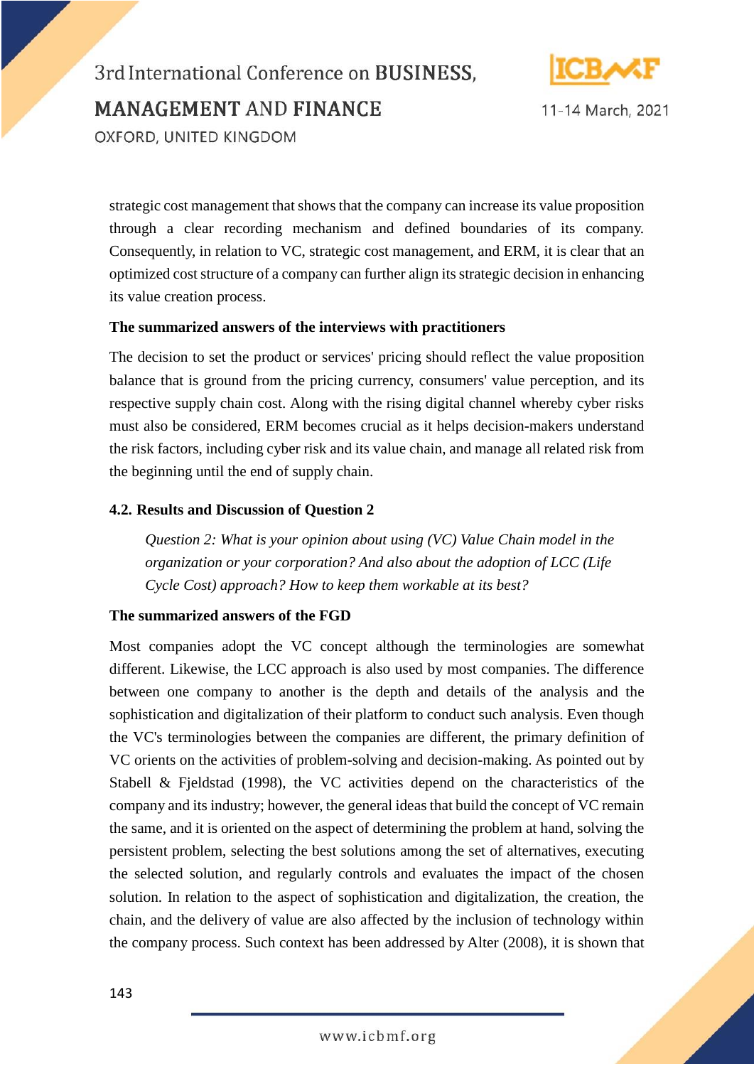strategic cost management that shows that the company can increase its value proposition through a clear recording mechanism and defined boundaries of its company. Consequently, in relation to VC, strategic cost management, and ERM, it is clear that an optimized cost structure of a company can further align its strategic decision in enhancing its value creation process.

**The summarized answers of the interviews with practitioners**

The decision to set the product or services' pricing should reflect the value proposition balance that is ground from the pricing currency, consumers' value perception, and its respective supply chain cost. Along with the rising digital channel whereby cyber risks must also be considered, ERM becomes crucial as it helps decision-makers understand the risk factors, including cyber risk and its value chain, and manage all related risk from the beginning until the end of supply chain.

### 4.2. Results and Discussion of Question 2

> *Question 2: What is your opinion about using (VC) Value Chain model in the organization or your corporation? And also about the adoption of LCC (Life Cycle Cost) approach? How to keep them workable at its best?*

**The summarized answers of the FGD**

Most companies adopt the VC concept although the terminologies are somewhat different. Likewise, the LCC approach is also used by most companies. The difference between one company to another is the depth and details of the analysis and the sophistication and digitalization of their platform to conduct such analysis. Even though the VC's terminologies between the companies are different, the primary definition of VC orients on the activities of problem-solving and decision-making. As pointed out by Stabell & Fjeldstad (1998), the VC activities depend on the characteristics of the company and its industry; however, the general ideas that build the concept of VC remain the same, and it is oriented on the aspect of determining the problem at hand, solving the persistent problem, selecting the best solutions among the set of alternatives, executing the selected solution, and regularly controls and evaluates the impact of the chosen solution. In relation to the aspect of sophistication and digitalization, the creation, the chain, and the delivery of value are also affected by the inclusion of technology within the company process. Such context has been addressed by Alter (2008), it is shown that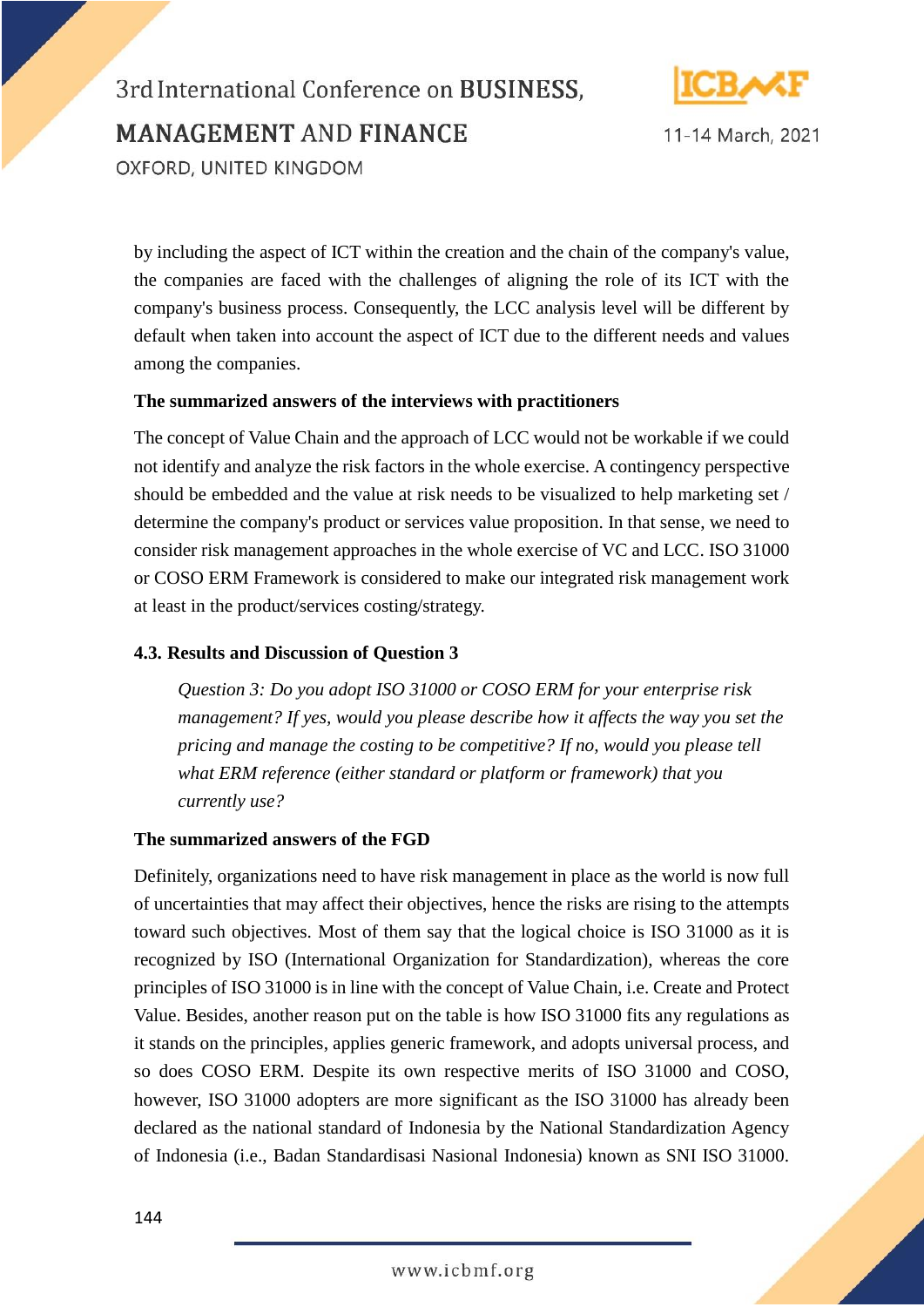by including the aspect of ICT within the creation and the chain of the company's value, the companies are faced with the challenges of aligning the role of its ICT with the company's business process. Consequently, the LCC analysis level will be different by default when taken into account the aspect of ICT due to the different needs and values among the companies.

**The summarized answers of the interviews with practitioners**

The concept of Value Chain and the approach of LCC would not be workable if we could not identify and analyze the risk factors in the whole exercise. A contingency perspective should be embedded and the value at risk needs to be visualized to help marketing set / determine the company's product or services value proposition. In that sense, we need to consider risk management approaches in the whole exercise of VC and LCC. ISO 31000 or COSO ERM Framework is considered to make our integrated risk management work at least in the product/services costing/strategy.

### 4.3. Results and Discussion of Question 3

> *Question 3: Do you adopt ISO 31000 or COSO ERM for your enterprise risk management? If yes, would you please describe how it affects the way you set the pricing and manage the costing to be competitive? If no, would you please tell what ERM reference (either standard or platform or framework) that you currently use?*

**The summarized answers of the FGD**

Definitely, organizations need to have risk management in place as the world is now full of uncertainties that may affect their objectives, hence the risks are rising to the attempts toward such objectives. Most of them say that the logical choice is ISO 31000 as it is recognized by ISO (International Organization for Standardization), whereas the core principles of ISO 31000 is in line with the concept of Value Chain, i.e. Create and Protect Value. Besides, another reason put on the table is how ISO 31000 fits any regulations as it stands on the principles, applies generic framework, and adopts universal process, and so does COSO ERM. Despite its own respective merits of ISO 31000 and COSO, however, ISO 31000 adopters are more significant as the ISO 31000 has already been declared as the national standard of Indonesia by the National Standardization Agency of Indonesia (i.e., Badan Standardisasi Nasional Indonesia) known as SNI ISO 31000.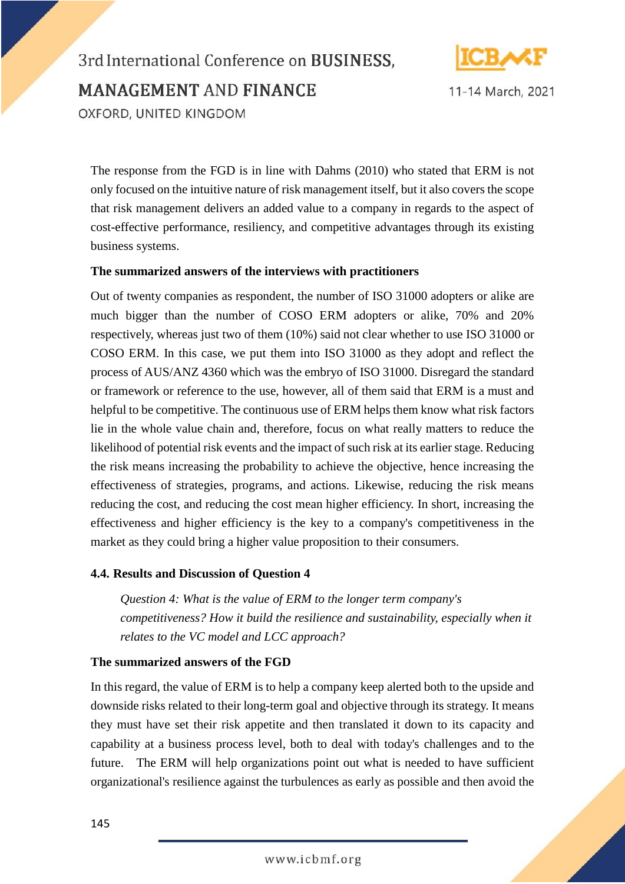The response from the FGD is in line with Dahms (2010) who stated that ERM is not only focused on the intuitive nature of risk management itself, but it also covers the scope that risk management delivers an added value to a company in regards to the aspect of cost-effective performance, resiliency, and competitive advantages through its existing business systems.

**The summarized answers of the interviews with practitioners**

Out of twenty companies as respondent, the number of ISO 31000 adopters or alike are much bigger than the number of COSO ERM adopters or alike, 70% and 20% respectively, whereas just two of them (10%) said not clear whether to use ISO 31000 or COSO ERM. In this case, we put them into ISO 31000 as they adopt and reflect the process of AUS/ANZ 4360 which was the embryo of ISO 31000. Disregard the standard or framework or reference to the use, however, all of them said that ERM is a must and helpful to be competitive. The continuous use of ERM helps them know what risk factors lie in the whole value chain and, therefore, focus on what really matters to reduce the likelihood of potential risk events and the impact of such risk at its earlier stage. Reducing the risk means increasing the probability to achieve the objective, hence increasing the effectiveness of strategies, programs, and actions. Likewise, reducing the risk means reducing the cost, and reducing the cost mean higher efficiency. In short, increasing the effectiveness and higher efficiency is the key to a company's competitiveness in the market as they could bring a higher value proposition to their consumers.

### 4.4. Results and Discussion of Question 4

*Question 4: What is the value of ERM to the longer term company's competitiveness? How it build the resilience and sustainability, especially when it relates to the VC model and LCC approach?*

**The summarized answers of the FGD**

In this regard, the value of ERM is to help a company keep alerted both to the upside and downside risks related to their long-term goal and objective through its strategy. It means they must have set their risk appetite and then translated it down to its capacity and capability at a business process level, both to deal with today's challenges and to the future. The ERM will help organizations point out what is needed to have sufficient organizational's resilience against the turbulences as early as possible and then avoid the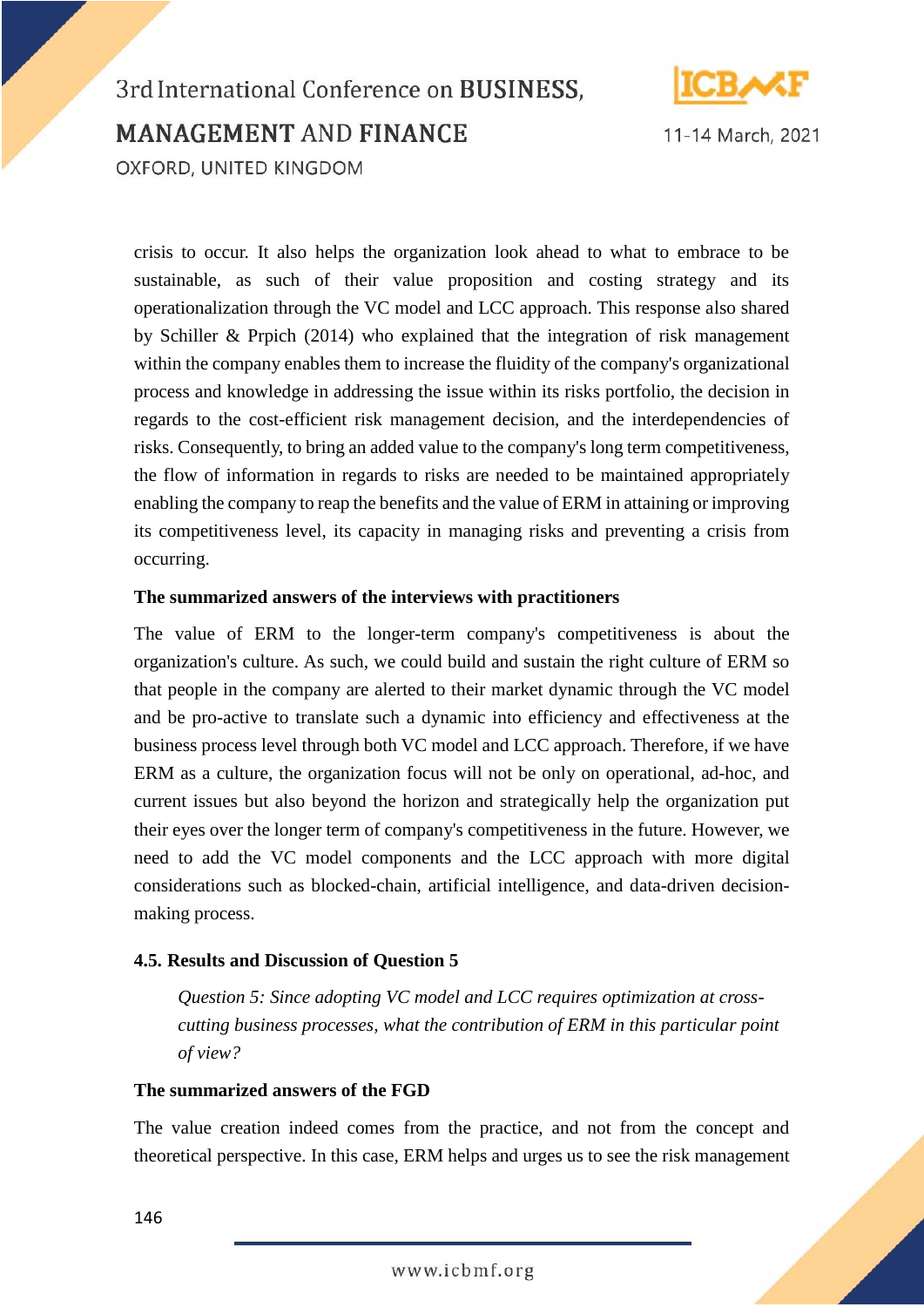crisis to occur. It also helps the organization look ahead to what to embrace to be sustainable, as such of their value proposition and costing strategy and its operationalization through the VC model and LCC approach. This response also shared by Schiller & Prpich (2014) who explained that the integration of risk management within the company enables them to increase the fluidity of the company's organizational process and knowledge in addressing the issue within its risks portfolio, the decision in regards to the cost-efficient risk management decision, and the interdependencies of risks. Consequently, to bring an added value to the company's long term competitiveness, the flow of information in regards to risks are needed to be maintained appropriately enabling the company to reap the benefits and the value of ERM in attaining or improving its competitiveness level, its capacity in managing risks and preventing a crisis from occurring.

**The summarized answers of the interviews with practitioners**

The value of ERM to the longer-term company's competitiveness is about the organization's culture. As such, we could build and sustain the right culture of ERM so that people in the company are alerted to their market dynamic through the VC model and be pro-active to translate such a dynamic into efficiency and effectiveness at the business process level through both VC model and LCC approach. Therefore, if we have ERM as a culture, the organization focus will not be only on operational, ad-hoc, and current issues but also beyond the horizon and strategically help the organization put their eyes over the longer term of company's competitiveness in the future. However, we need to add the VC model components and the LCC approach with more digital considerations such as blocked-chain, artificial intelligence, and data-driven decision-making process.

### 4.5. Results and Discussion of Question 5

> *Question 5: Since adopting VC model and LCC requires optimization at cross-cutting business processes, what the contribution of ERM in this particular point of view?*

**The summarized answers of the FGD**

The value creation indeed comes from the practice, and not from the concept and theoretical perspective. In this case, ERM helps and urges us to see the risk management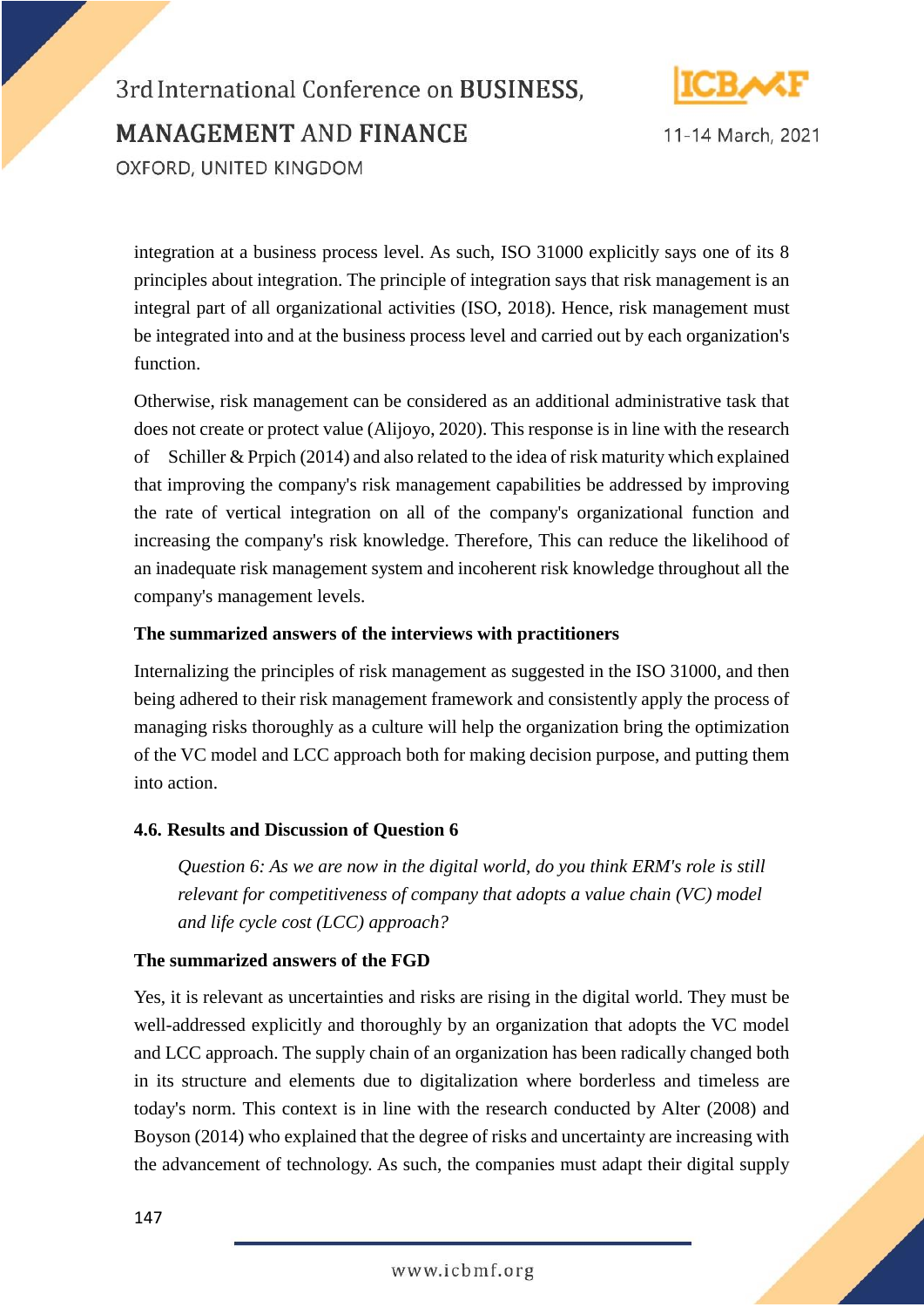integration at a business process level. As such, ISO 31000 explicitly says one of its 8 principles about integration. The principle of integration says that risk management is an integral part of all organizational activities (ISO, 2018). Hence, risk management must be integrated into and at the business process level and carried out by each organization's function.

Otherwise, risk management can be considered as an additional administrative task that does not create or protect value (Alijoyo, 2020). This response is in line with the research of Schiller & Prpich (2014) and also related to the idea of risk maturity which explained that improving the company's risk management capabilities be addressed by improving the rate of vertical integration on all of the company's organizational function and increasing the company's risk knowledge. Therefore, This can reduce the likelihood of an inadequate risk management system and incoherent risk knowledge throughout all the company's management levels.

**The summarized answers of the interviews with practitioners**

Internalizing the principles of risk management as suggested in the ISO 31000, and then being adhered to their risk management framework and consistently apply the process of managing risks thoroughly as a culture will help the organization bring the optimization of the VC model and LCC approach both for making decision purpose, and putting them into action.

### 4.6. Results and Discussion of Question 6

> *Question 6: As we are now in the digital world, do you think ERM's role is still relevant for competitiveness of company that adopts a value chain (VC) model and life cycle cost (LCC) approach?*

**The summarized answers of the FGD**

Yes, it is relevant as uncertainties and risks are rising in the digital world. They must be well-addressed explicitly and thoroughly by an organization that adopts the VC model and LCC approach. The supply chain of an organization has been radically changed both in its structure and elements due to digitalization where borderless and timeless are today's norm. This context is in line with the research conducted by Alter (2008) and Boyson (2014) who explained that the degree of risks and uncertainty are increasing with the advancement of technology. As such, the companies must adapt their digital supply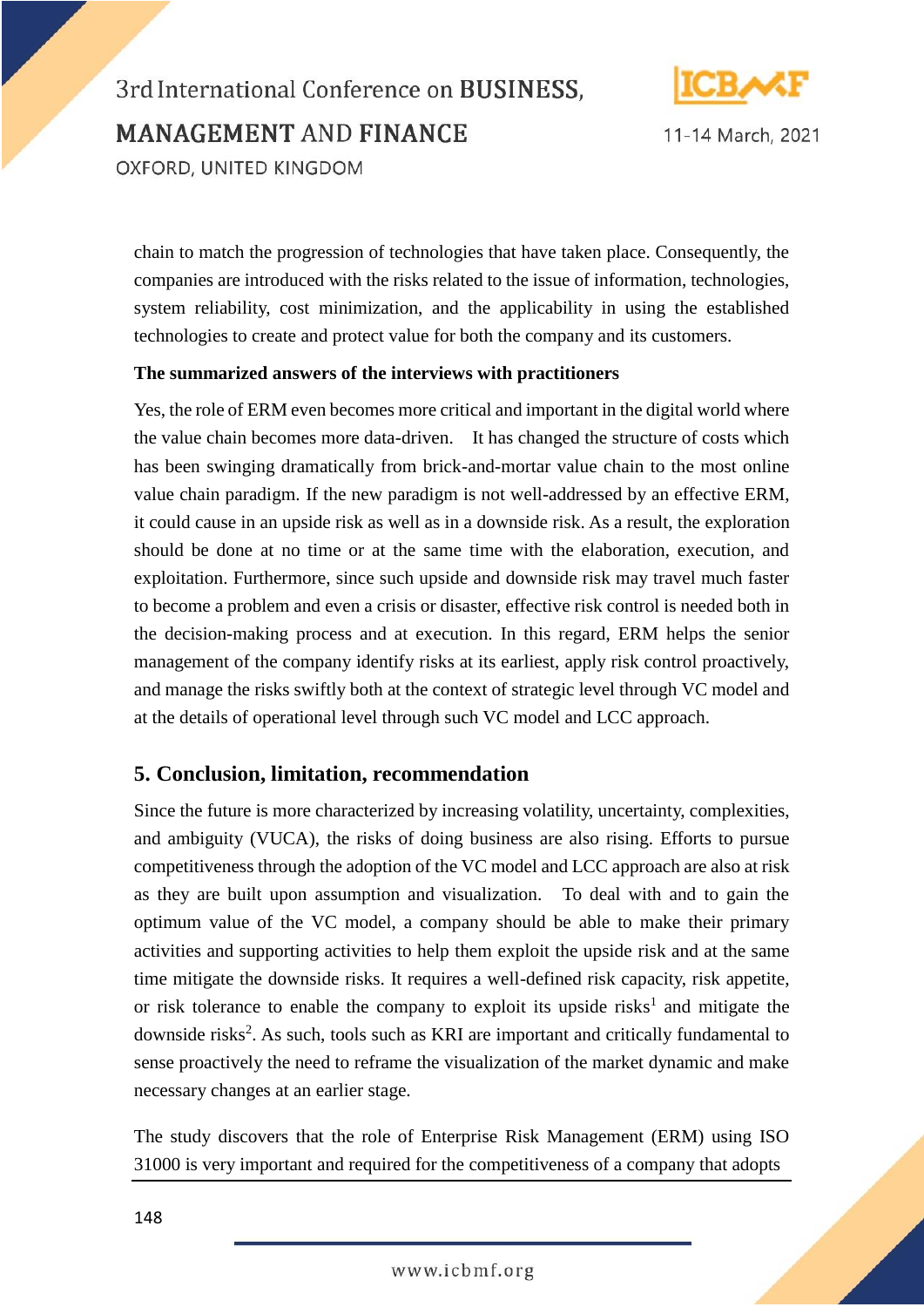chain to match the progression of technologies that have taken place. Consequently, the companies are introduced with the risks related to the issue of information, technologies, system reliability, cost minimization, and the applicability in using the established technologies to create and protect value for both the company and its customers.

**The summarized answers of the interviews with practitioners**

Yes, the role of ERM even becomes more critical and important in the digital world where the value chain becomes more data-driven. It has changed the structure of costs which has been swinging dramatically from brick-and-mortar value chain to the most online value chain paradigm. If the new paradigm is not well-addressed by an effective ERM, it could cause in an upside risk as well as in a downside risk. As a result, the exploration should be done at no time or at the same time with the elaboration, execution, and exploitation. Furthermore, since such upside and downside risk may travel much faster to become a problem and even a crisis or disaster, effective risk control is needed both in the decision-making process and at execution. In this regard, ERM helps the senior management of the company identify risks at its earliest, apply risk control proactively, and manage the risks swiftly both at the context of strategic level through VC model and at the details of operational level through such VC model and LCC approach.

## 5. Conclusion, limitation, recommendation

Since the future is more characterized by increasing volatility, uncertainty, complexities, and ambiguity (VUCA), the risks of doing business are also rising. Efforts to pursue competitiveness through the adoption of the VC model and LCC approach are also at risk as they are built upon assumption and visualization. To deal with and to gain the optimum value of the VC model, a company should be able to make their primary activities and supporting activities to help them exploit the upside risk and at the same time mitigate the downside risks. It requires a well-defined risk capacity, risk appetite, or risk tolerance to enable the company to exploit its upside risks[1] and mitigate the downside risks[2]. As such, tools such as KRI are important and critically fundamental to sense proactively the need to reframe the visualization of the market dynamic and make necessary changes at an earlier stage.

The study discovers that the role of Enterprise Risk Management (ERM) using ISO 31000 is very important and required for the competitiveness of a company that adopts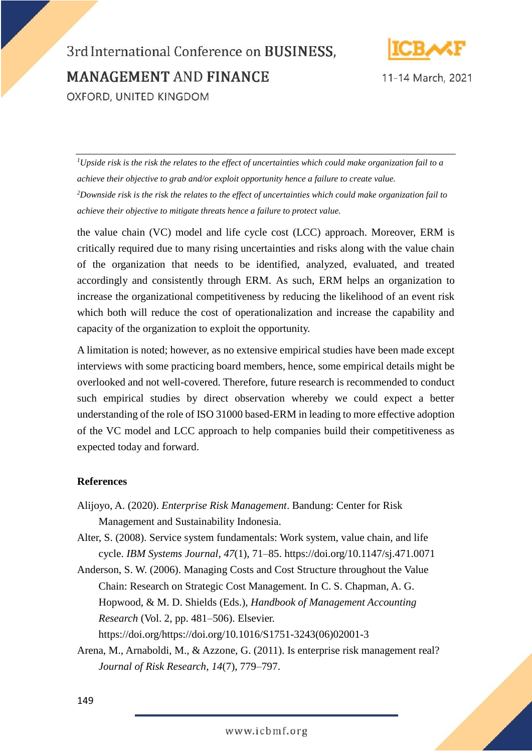[1]*Upside risk is the risk the relates to the effect of uncertainties which could make organization fail to a achieve their objective to grab and/or exploit opportunity hence a failure to create value.*

[2]*Downside risk is the risk the relates to the effect of uncertainties which could make organization fail to achieve their objective to mitigate threats hence a failure to protect value.*

the value chain (VC) model and life cycle cost (LCC) approach. Moreover, ERM is critically required due to many rising uncertainties and risks along with the value chain of the organization that needs to be identified, analyzed, evaluated, and treated accordingly and consistently through ERM. As such, ERM helps an organization to increase the organizational competitiveness by reducing the likelihood of an event risk which both will reduce the cost of operationalization and increase the capability and capacity of the organization to exploit the opportunity.

A limitation is noted; however, as no extensive empirical studies have been made except interviews with some practicing board members, hence, some empirical details might be overlooked and not well-covered. Therefore, future research is recommended to conduct such empirical studies by direct observation whereby we could expect a better understanding of the role of ISO 31000 based-ERM in leading to more effective adoption of the VC model and LCC approach to help companies build their competitiveness as expected today and forward.

**References**

Alijoyo, A. (2020). *Enterprise Risk Management*. Bandung: Center for Risk Management and Sustainability Indonesia.

Alter, S. (2008). Service system fundamentals: Work system, value chain, and life cycle. *IBM Systems Journal*, *47*(1), 71–85. https://doi.org/10.1147/sj.471.0071

Anderson, S. W. (2006). Managing Costs and Cost Structure throughout the Value Chain: Research on Strategic Cost Management. In C. S. Chapman, A. G. Hopwood, & M. D. Shields (Eds.), *Handbook of Management Accounting Research* (Vol. 2, pp. 481–506). Elsevier. https://doi.org/https://doi.org/10.1016/S1751-3243(06)02001-3

Arena, M., Arnaboldi, M., & Azzone, G. (2011). Is enterprise risk management real? *Journal of Risk Research*, *14*(7), 779–797.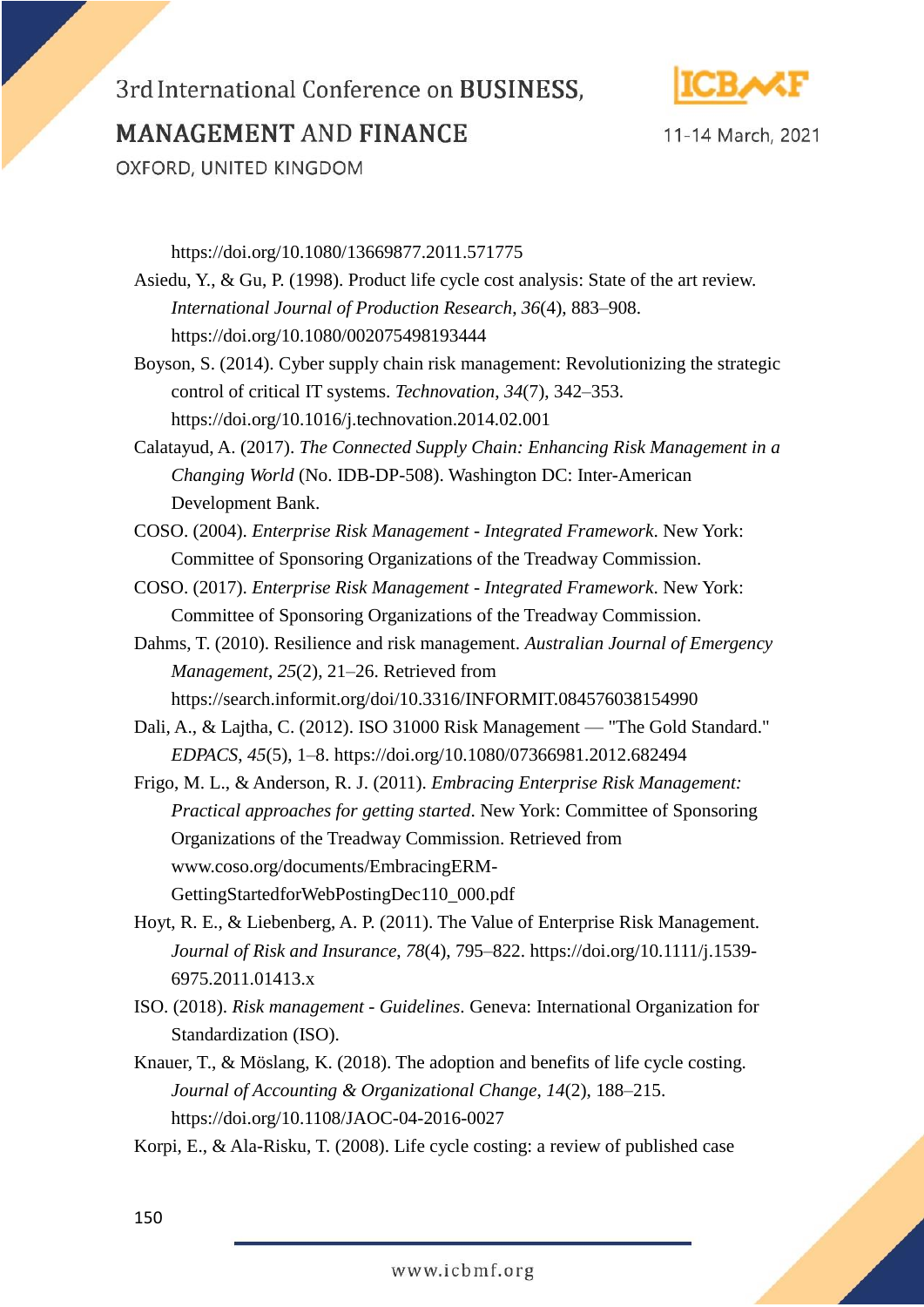https://doi.org/10.1080/13669877.2011.571775

Asiedu, Y., & Gu, P. (1998). Product life cycle cost analysis: State of the art review. *International Journal of Production Research*, *36*(4), 883–908. https://doi.org/10.1080/002075498193444

Boyson, S. (2014). Cyber supply chain risk management: Revolutionizing the strategic control of critical IT systems. *Technovation*, *34*(7), 342–353. https://doi.org/10.1016/j.technovation.2014.02.001

Calatayud, A. (2017). *The Connected Supply Chain: Enhancing Risk Management in a Changing World* (No. IDB-DP-508). Washington DC: Inter-American Development Bank.

COSO. (2004). *Enterprise Risk Management - Integrated Framework*. New York: Committee of Sponsoring Organizations of the Treadway Commission.

COSO. (2017). *Enterprise Risk Management - Integrated Framework*. New York: Committee of Sponsoring Organizations of the Treadway Commission.

Dahms, T. (2010). Resilience and risk management. *Australian Journal of Emergency Management*, *25*(2), 21–26. Retrieved from https://search.informit.org/doi/10.3316/INFORMIT.084576038154990

Dali, A., & Lajtha, C. (2012). ISO 31000 Risk Management — "The Gold Standard." *EDPACS*, *45*(5), 1–8. https://doi.org/10.1080/07366981.2012.682494

Frigo, M. L., & Anderson, R. J. (2011). *Embracing Enterprise Risk Management: Practical approaches for getting started*. New York: Committee of Sponsoring Organizations of the Treadway Commission. Retrieved from www.coso.org/documents/EmbracingERM-GettingStartedforWebPostingDec110_000.pdf

Hoyt, R. E., & Liebenberg, A. P. (2011). The Value of Enterprise Risk Management. *Journal of Risk and Insurance*, *78*(4), 795–822. https://doi.org/10.1111/j.1539-6975.2011.01413.x

ISO. (2018). *Risk management - Guidelines*. Geneva: International Organization for Standardization (ISO).

Knauer, T., & Möslang, K. (2018). The adoption and benefits of life cycle costing. *Journal of Accounting & Organizational Change*, *14*(2), 188–215. https://doi.org/10.1108/JAOC-04-2016-0027

Korpi, E., & Ala-Risku, T. (2008). Life cycle costing: a review of published case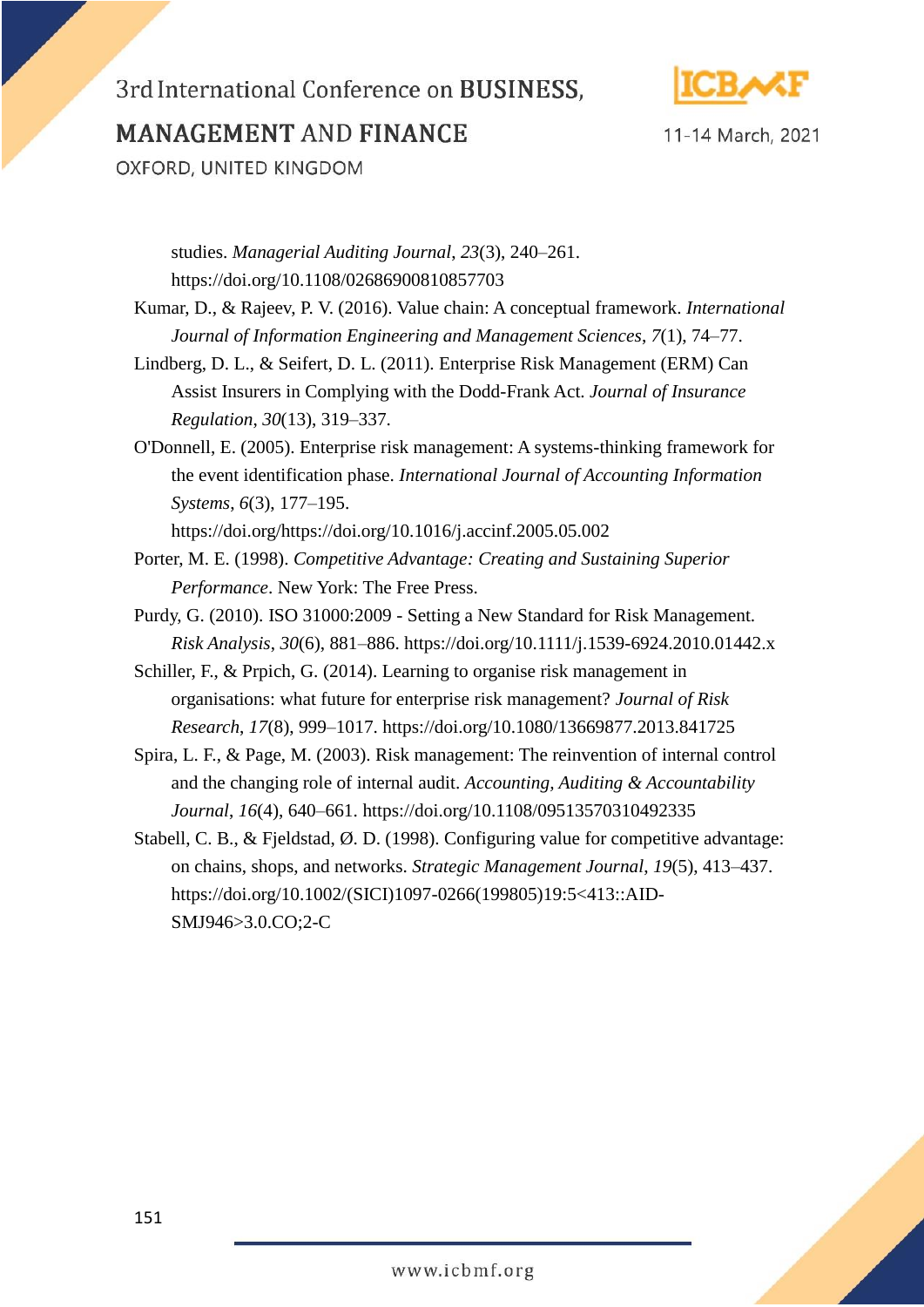studies. *Managerial Auditing Journal*, *23*(3), 240–261. https://doi.org/10.1108/02686900810857703

Kumar, D., & Rajeev, P. V. (2016). Value chain: A conceptual framework. *International Journal of Information Engineering and Management Sciences*, *7*(1), 74–77.

Lindberg, D. L., & Seifert, D. L. (2011). Enterprise Risk Management (ERM) Can Assist Insurers in Complying with the Dodd-Frank Act. *Journal of Insurance Regulation*, *30*(13), 319–337.

O'Donnell, E. (2005). Enterprise risk management: A systems-thinking framework for the event identification phase. *International Journal of Accounting Information Systems*, *6*(3), 177–195. https://doi.org/https://doi.org/10.1016/j.accinf.2005.05.002

Porter, M. E. (1998). *Competitive Advantage: Creating and Sustaining Superior Performance*. New York: The Free Press.

Purdy, G. (2010). ISO 31000:2009 - Setting a New Standard for Risk Management. *Risk Analysis*, *30*(6), 881–886. https://doi.org/10.1111/j.1539-6924.2010.01442.x

Schiller, F., & Prpich, G. (2014). Learning to organise risk management in organisations: what future for enterprise risk management? *Journal of Risk Research*, *17*(8), 999–1017. https://doi.org/10.1080/13669877.2013.841725

Spira, L. F., & Page, M. (2003). Risk management: The reinvention of internal control and the changing role of internal audit. *Accounting, Auditing & Accountability Journal*, *16*(4), 640–661. https://doi.org/10.1108/09513570310492335

Stabell, C. B., & Fjeldstad, Ø. D. (1998). Configuring value for competitive advantage: on chains, shops, and networks. *Strategic Management Journal*, *19*(5), 413–437. https://doi.org/10.1002/(SICI)1097-0266(199805)19:5<413::AID-SMJ946>3.0.CO;2-C